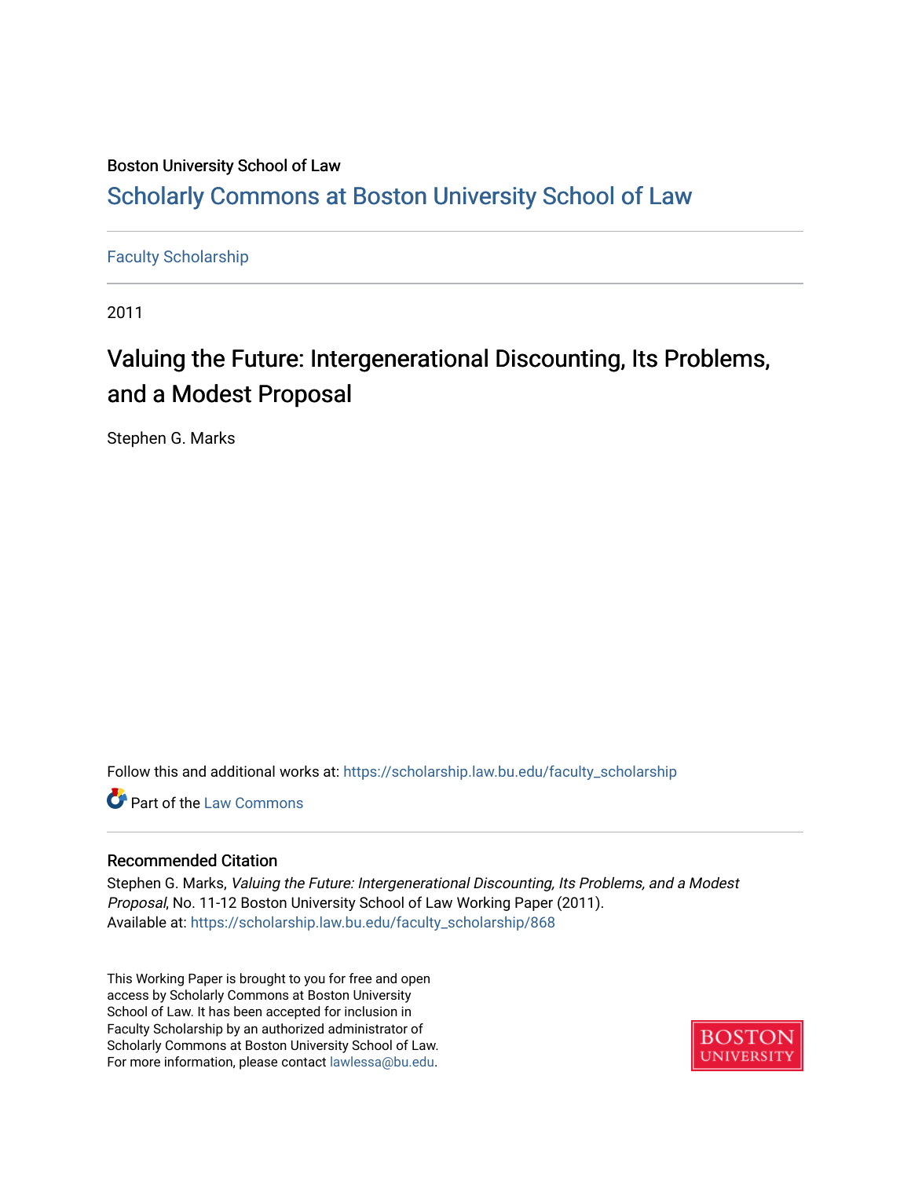Boston University School of Law

# Scholarly Commons at Boston University School of Law

Faculty Scholarship

2011

## Valuing the Future: Intergenerational Discounting, Its Problems, and a Modest Proposal

Stephen G. Marks

Follow this and additional works at: https://scholarship.law.bu.edu/faculty_scholarship

Part of the Law Commons

### Recommended Citation

Stephen G. Marks, *Valuing the Future: Intergenerational Discounting, Its Problems, and a Modest Proposal*, No. 11-12 Boston University School of Law Working Paper (2011).
Available at: https://scholarship.law.bu.edu/faculty_scholarship/868

This Working Paper is brought to you for free and open access by Scholarly Commons at Boston University School of Law. It has been accepted for inclusion in Faculty Scholarship by an authorized administrator of Scholarly Commons at Boston University School of Law. For more information, please contact lawlessa@bu.edu.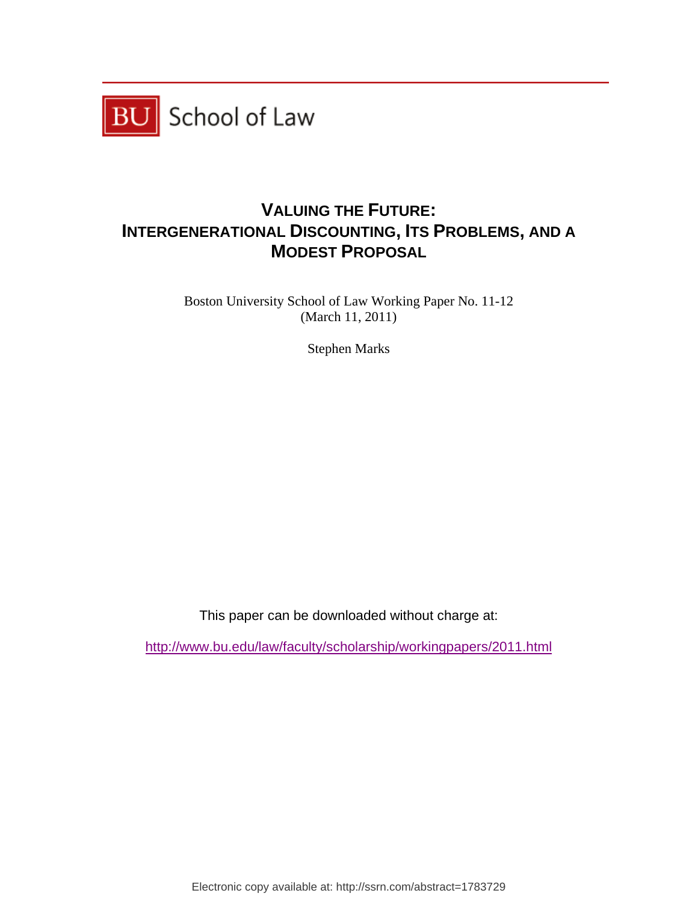BU School of Law

# VALUING THE FUTURE: INTERGENERATIONAL DISCOUNTING, ITS PROBLEMS, AND A MODEST PROPOSAL

Boston University School of Law Working Paper No. 11-12
(March 11, 2011)

Stephen Marks

This paper can be downloaded without charge at:

http://www.bu.edu/law/faculty/scholarship/workingpapers/2011.html

Electronic copy available at: http://ssrn.com/abstract=1783729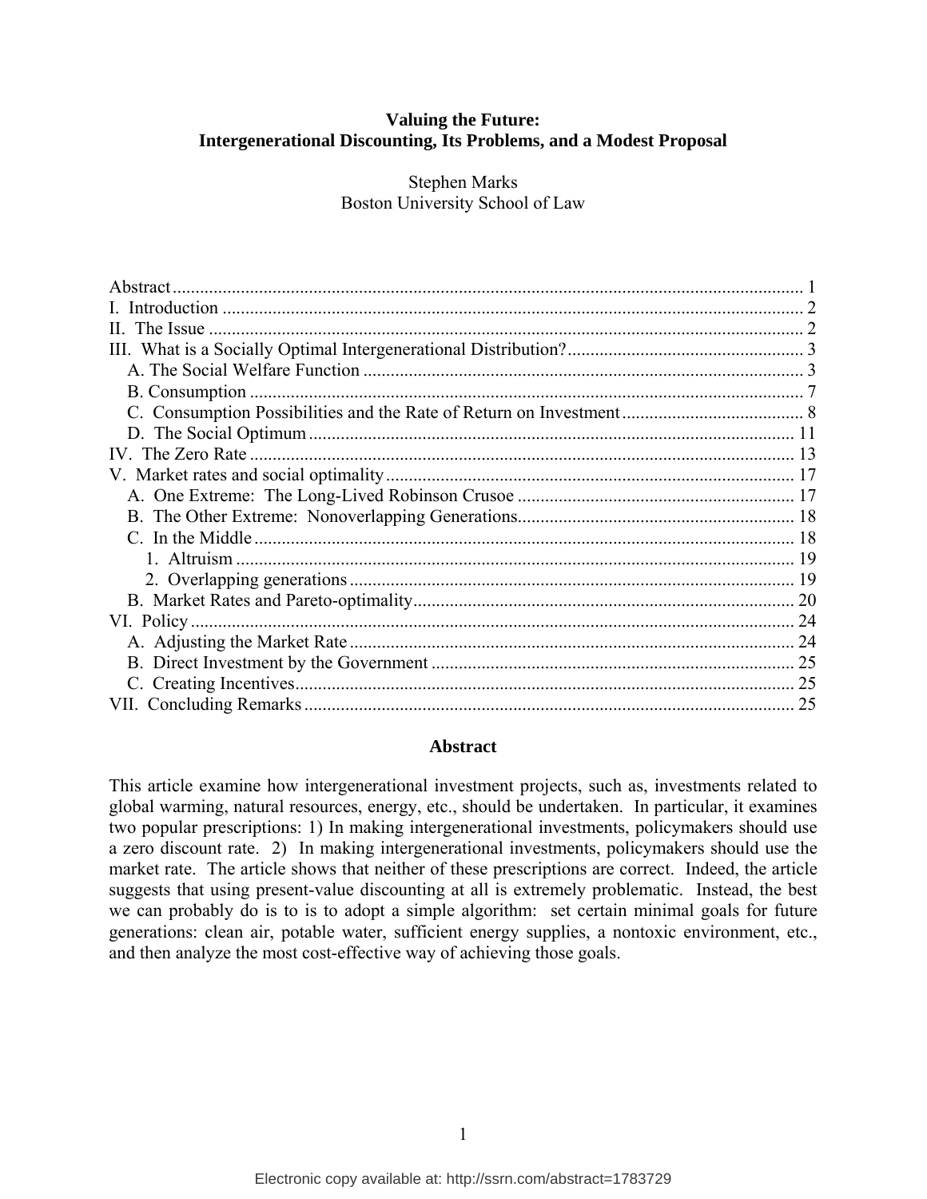**Valuing the Future:**
**Intergenerational Discounting, Its Problems, and a Modest Proposal**

Stephen Marks
Boston University School of Law

Abstract ........................................................................................................................... 1
I. Introduction ................................................................................................................ 2
II. The Issue .................................................................................................................. 2
III. What is a Socially Optimal Intergenerational Distribution? .................................................... 3
  A. The Social Welfare Function ................................................................................. 3
  B. Consumption ........................................................................................................ 7
  C. Consumption Possibilities and the Rate of Return on Investment ........................................ 8
  D. The Social Optimum .......................................................................................... 11
IV. The Zero Rate ........................................................................................................ 13
V. Market rates and social optimality .......................................................................... 17
  A. One Extreme: The Long-Lived Robinson Crusoe ............................................................ 17
  B. The Other Extreme: Nonoverlapping Generations............................................................ 18
  C. In the Middle ...................................................................................................... 18
    1. Altruism .......................................................................................................... 19
    2. Overlapping generations ................................................................................. 19
  B. Market Rates and Pareto-optimality.................................................................... 20
VI. Policy .................................................................................................................... 24
  A. Adjusting the Market Rate ................................................................................. 24
  B. Direct Investment by the Government ................................................................ 25
  C. Creating Incentives............................................................................................. 25
VII. Concluding Remarks ........................................................................................... 25

## Abstract

This article examine how intergenerational investment projects, such as, investments related to global warming, natural resources, energy, etc., should be undertaken. In particular, it examines two popular prescriptions: 1) In making intergenerational investments, policymakers should use a zero discount rate. 2) In making intergenerational investments, policymakers should use the market rate. The article shows that neither of these prescriptions are correct. Indeed, the article suggests that using present-value discounting at all is extremely problematic. Instead, the best we can probably do is to is to adopt a simple algorithm: set certain minimal goals for future generations: clean air, potable water, sufficient energy supplies, a nontoxic environment, etc., and then analyze the most cost-effective way of achieving those goals.

Electronic copy available at: http://ssrn.com/abstract=1783729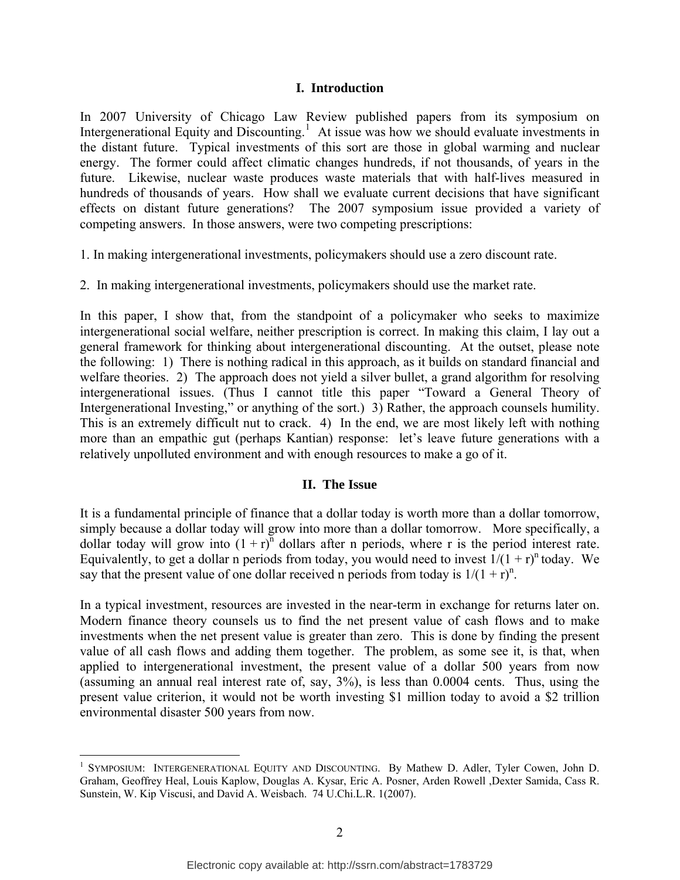## I. Introduction

In 2007 University of Chicago Law Review published papers from its symposium on Intergenerational Equity and Discounting.[1] At issue was how we should evaluate investments in the distant future. Typical investments of this sort are those in global warming and nuclear energy. The former could affect climatic changes hundreds, if not thousands, of years in the future. Likewise, nuclear waste produces waste materials that with half-lives measured in hundreds of thousands of years. How shall we evaluate current decisions that have significant effects on distant future generations? The 2007 symposium issue provided a variety of competing answers. In those answers, were two competing prescriptions:

1. In making intergenerational investments, policymakers should use a zero discount rate.

2. In making intergenerational investments, policymakers should use the market rate.

In this paper, I show that, from the standpoint of a policymaker who seeks to maximize intergenerational social welfare, neither prescription is correct. In making this claim, I lay out a general framework for thinking about intergenerational discounting. At the outset, please note the following: 1) There is nothing radical in this approach, as it builds on standard financial and welfare theories. 2) The approach does not yield a silver bullet, a grand algorithm for resolving intergenerational issues. (Thus I cannot title this paper "Toward a General Theory of Intergenerational Investing," or anything of the sort.) 3) Rather, the approach counsels humility. This is an extremely difficult nut to crack. 4) In the end, we are most likely left with nothing more than an empathic gut (perhaps Kantian) response: let's leave future generations with a relatively unpolluted environment and with enough resources to make a go of it.

## II. The Issue

It is a fundamental principle of finance that a dollar today is worth more than a dollar tomorrow, simply because a dollar today will grow into more than a dollar tomorrow. More specifically, a dollar today will grow into $(1 + r)^n$ dollars after n periods, where r is the period interest rate. Equivalently, to get a dollar n periods from today, you would need to invest $1/(1 + r)^n$ today. We say that the present value of one dollar received n periods from today is $1/(1 + r)^n$.

In a typical investment, resources are invested in the near-term in exchange for returns later on. Modern finance theory counsels us to find the net present value of cash flows and to make investments when the net present value is greater than zero. This is done by finding the present value of all cash flows and adding them together. The problem, as some see it, is that, when applied to intergenerational investment, the present value of a dollar 500 years from now (assuming an annual real interest rate of, say, 3%), is less than 0.0004 cents. Thus, using the present value criterion, it would not be worth investing \$1 million today to avoid a \$2 trillion environmental disaster 500 years from now.

---

[1] SYMPOSIUM: INTERGENERATIONAL EQUITY AND DISCOUNTING. By Mathew D. Adler, Tyler Cowen, John D. Graham, Geoffrey Heal, Louis Kaplow, Douglas A. Kysar, Eric A. Posner, Arden Rowell ,Dexter Samida, Cass R. Sunstein, W. Kip Viscusi, and David A. Weisbach. 74 U.Chi.L.R. 1(2007).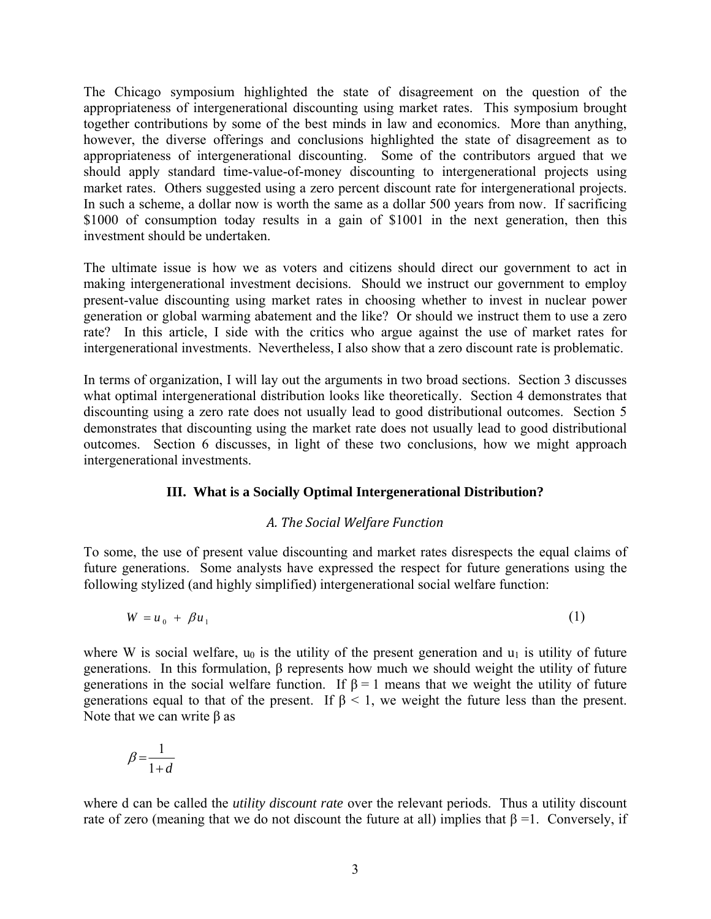The Chicago symposium highlighted the state of disagreement on the question of the appropriateness of intergenerational discounting using market rates. This symposium brought together contributions by some of the best minds in law and economics. More than anything, however, the diverse offerings and conclusions highlighted the state of disagreement as to appropriateness of intergenerational discounting. Some of the contributors argued that we should apply standard time-value-of-money discounting to intergenerational projects using market rates. Others suggested using a zero percent discount rate for intergenerational projects. In such a scheme, a dollar now is worth the same as a dollar 500 years from now. If sacrificing \$1000 of consumption today results in a gain of \$1001 in the next generation, then this investment should be undertaken.

The ultimate issue is how we as voters and citizens should direct our government to act in making intergenerational investment decisions. Should we instruct our government to employ present-value discounting using market rates in choosing whether to invest in nuclear power generation or global warming abatement and the like? Or should we instruct them to use a zero rate? In this article, I side with the critics who argue against the use of market rates for intergenerational investments. Nevertheless, I also show that a zero discount rate is problematic.

In terms of organization, I will lay out the arguments in two broad sections. Section 3 discusses what optimal intergenerational distribution looks like theoretically. Section 4 demonstrates that discounting using a zero rate does not usually lead to good distributional outcomes. Section 5 demonstrates that discounting using the market rate does not usually lead to good distributional outcomes. Section 6 discusses, in light of these two conclusions, how we might approach intergenerational investments.

## III. What is a Socially Optimal Intergenerational Distribution?

### *A. The Social Welfare Function*

To some, the use of present value discounting and market rates disrespects the equal claims of future generations. Some analysts have expressed the respect for future generations using the following stylized (and highly simplified) intergenerational social welfare function:

$$W = u_0 + \beta u_1 \tag{1}$$

where W is social welfare, $u_0$ is the utility of the present generation and $u_1$ is utility of future generations. In this formulation, β represents how much we should weight the utility of future generations in the social welfare function. If $\beta = 1$ means that we weight the utility of future generations equal to that of the present. If $\beta < 1$, we weight the future less than the present. Note that we can write β as

$$\beta = \frac{1}{1+d}$$

where d can be called the *utility discount rate* over the relevant periods. Thus a utility discount rate of zero (meaning that we do not discount the future at all) implies that $\beta = 1$. Conversely, if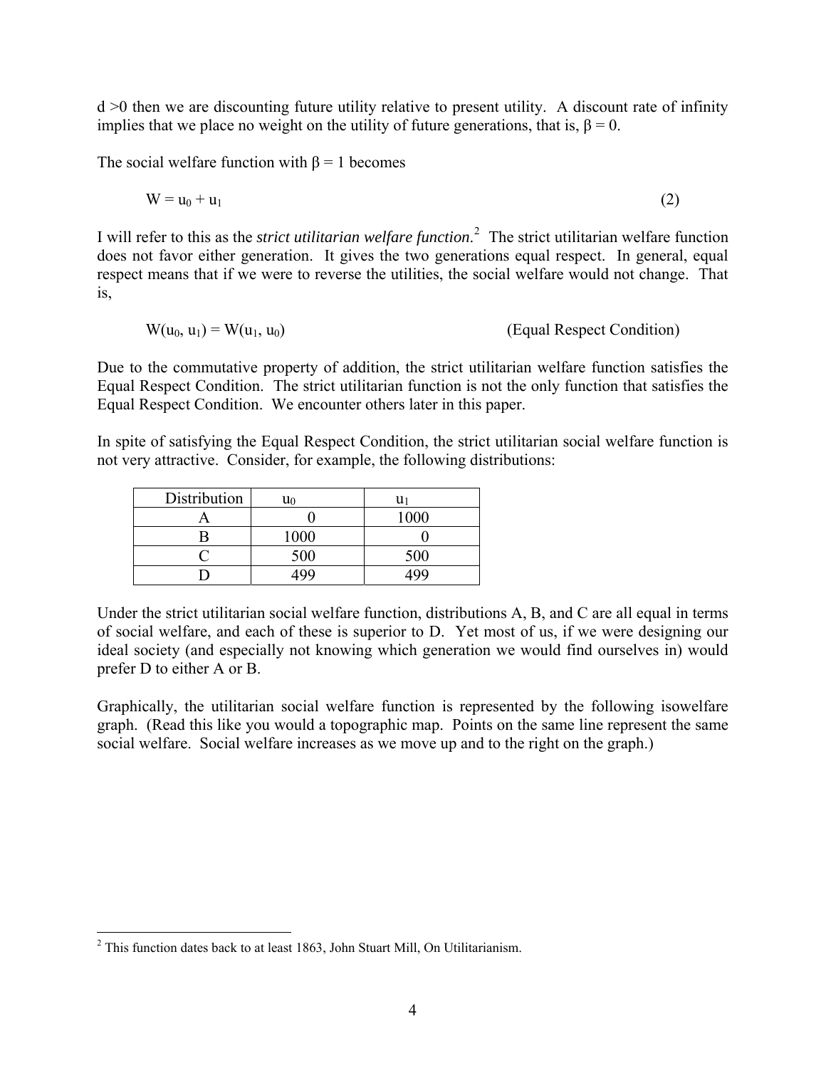d >0 then we are discounting future utility relative to present utility. A discount rate of infinity implies that we place no weight on the utility of future generations, that is, $\beta = 0$.

The social welfare function with $\beta = 1$ becomes

$$W = u_0 + u_1 \tag{2}$$

I will refer to this as the *strict utilitarian welfare function.*[2] The strict utilitarian welfare function does not favor either generation. It gives the two generations equal respect. In general, equal respect means that if we were to reverse the utilities, the social welfare would not change. That is,

$$W(u_0, u_1) = W(u_1, u_0) \qquad \text{(Equal Respect Condition)}$$

Due to the commutative property of addition, the strict utilitarian welfare function satisfies the Equal Respect Condition. The strict utilitarian function is not the only function that satisfies the Equal Respect Condition. We encounter others later in this paper.

In spite of satisfying the Equal Respect Condition, the strict utilitarian social welfare function is not very attractive. Consider, for example, the following distributions:

| Distribution | $u_0$ | $u_1$ |
|---|---|---|
| A | 0 | 1000 |
| B | 1000 | 0 |
| C | 500 | 500 |
| D | 499 | 499 |

Under the strict utilitarian social welfare function, distributions A, B, and C are all equal in terms of social welfare, and each of these is superior to D. Yet most of us, if we were designing our ideal society (and especially not knowing which generation we would find ourselves in) would prefer D to either A or B.

Graphically, the utilitarian social welfare function is represented by the following isowelfare graph. (Read this like you would a topographic map. Points on the same line represent the same social welfare. Social welfare increases as we move up and to the right on the graph.)

[2] This function dates back to at least 1863, John Stuart Mill, On Utilitarianism.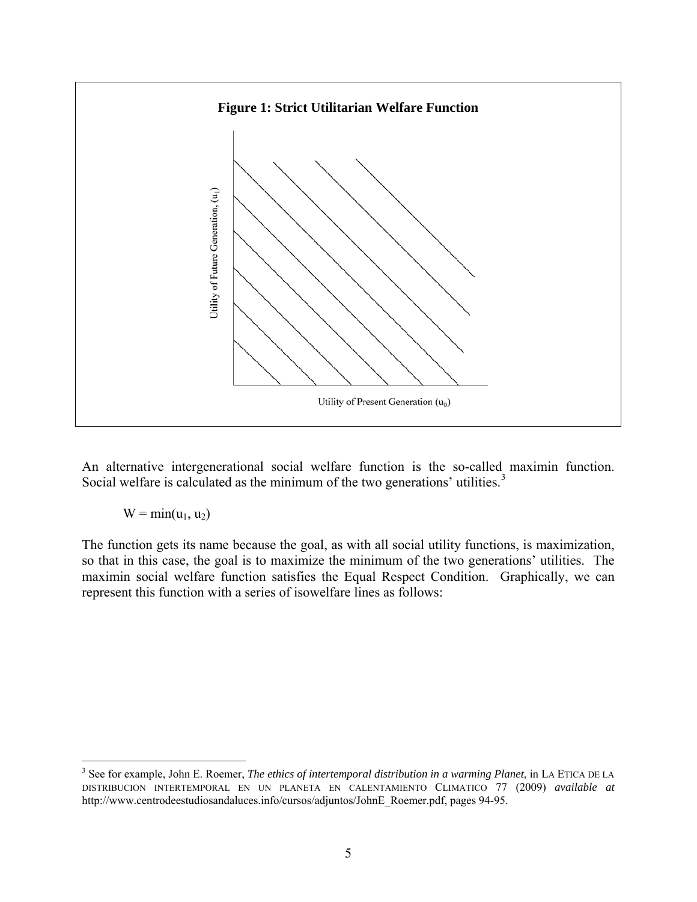**Figure 1: Strict Utilitarian Welfare Function**

An alternative intergenerational social welfare function is the so-called maximin function. Social welfare is calculated as the minimum of the two generations' utilities.[3]

$$W = \min(u_1, u_2)$$

The function gets its name because the goal, as with all social utility functions, is maximization, so that in this case, the goal is to maximize the minimum of the two generations' utilities. The maximin social welfare function satisfies the Equal Respect Condition. Graphically, we can represent this function with a series of isowelfare lines as follows:

[3] See for example, John E. Roemer, *The ethics of intertemporal distribution in a warming Planet*, in LA ETICA DE LA DISTRIBUCION INTERTEMPORAL EN UN PLANETA EN CALENTAMIENTO CLIMATICO 77 (2009) *available at* http://www.centrodeestudiosandaluces.info/cursos/adjuntos/JohnE_Roemer.pdf, pages 94-95.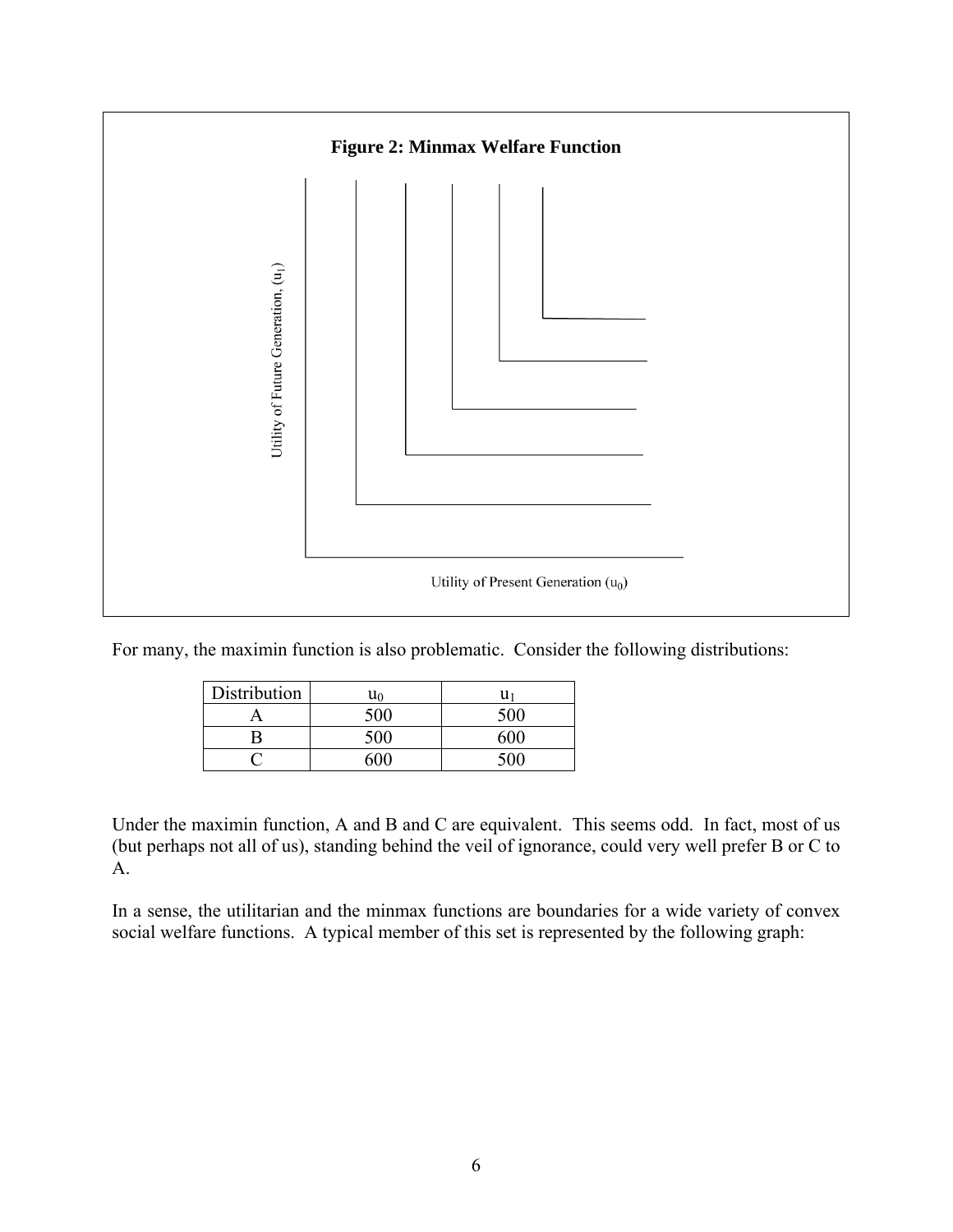**Figure 2: Minmax Welfare Function**

For many, the maximin function is also problematic. Consider the following distributions:

| Distribution | $u_0$ | $u_1$ |
|---|---|---|
| A | 500 | 500 |
| B | 500 | 600 |
| C | 600 | 500 |

Under the maximin function, A and B and C are equivalent. This seems odd. In fact, most of us (but perhaps not all of us), standing behind the veil of ignorance, could very well prefer B or C to A.

In a sense, the utilitarian and the minmax functions are boundaries for a wide variety of convex social welfare functions. A typical member of this set is represented by the following graph: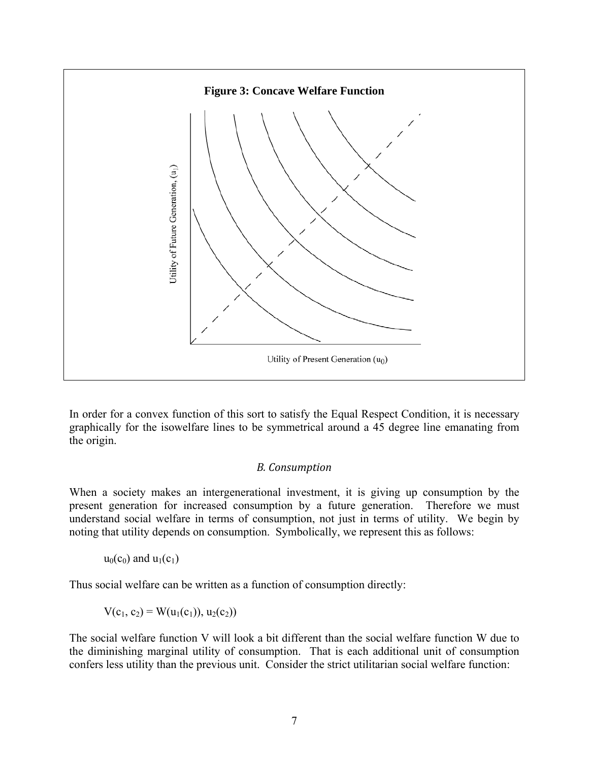**Figure 3: Concave Welfare Function**

In order for a convex function of this sort to satisfy the Equal Respect Condition, it is necessary graphically for the isowelfare lines to be symmetrical around a 45 degree line emanating from the origin.

### *B. Consumption*

When a society makes an intergenerational investment, it is giving up consumption by the present generation for increased consumption by a future generation. Therefore we must understand social welfare in terms of consumption, not just in terms of utility. We begin by noting that utility depends on consumption. Symbolically, we represent this as follows:

$$u_0(c_0) \text{ and } u_1(c_1)$$

Thus social welfare can be written as a function of consumption directly:

$$V(c_1, c_2) = W(u_1(c_1)), u_2(c_2))$$

The social welfare function V will look a bit different than the social welfare function W due to the diminishing marginal utility of consumption. That is each additional unit of consumption confers less utility than the previous unit. Consider the strict utilitarian social welfare function: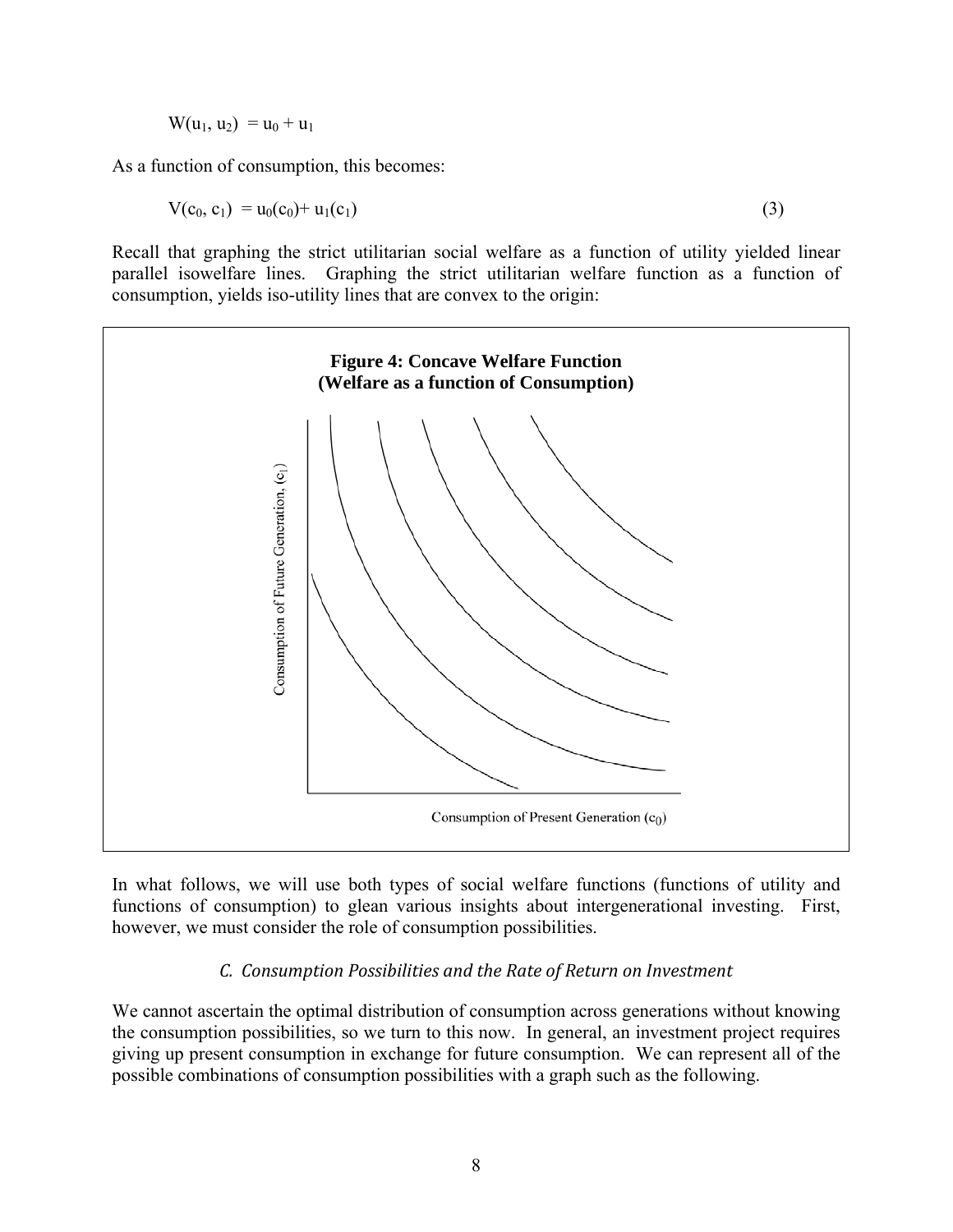$$W(u_1, u_2) = u_0 + u_1$$

As a function of consumption, this becomes:

$$V(c_0, c_1) = u_0(c_0) + u_1(c_1) \quad (3)$$

Recall that graphing the strict utilitarian social welfare as a function of utility yielded linear parallel isowelfare lines. Graphing the strict utilitarian welfare function as a function of consumption, yields iso-utility lines that are convex to the origin:

**Figure 4: Concave Welfare Function (Welfare as a function of Consumption)**

In what follows, we will use both types of social welfare functions (functions of utility and functions of consumption) to glean various insights about intergenerational investing. First, however, we must consider the role of consumption possibilities.

### *C. Consumption Possibilities and the Rate of Return on Investment*

We cannot ascertain the optimal distribution of consumption across generations without knowing the consumption possibilities, so we turn to this now. In general, an investment project requires giving up present consumption in exchange for future consumption. We can represent all of the possible combinations of consumption possibilities with a graph such as the following.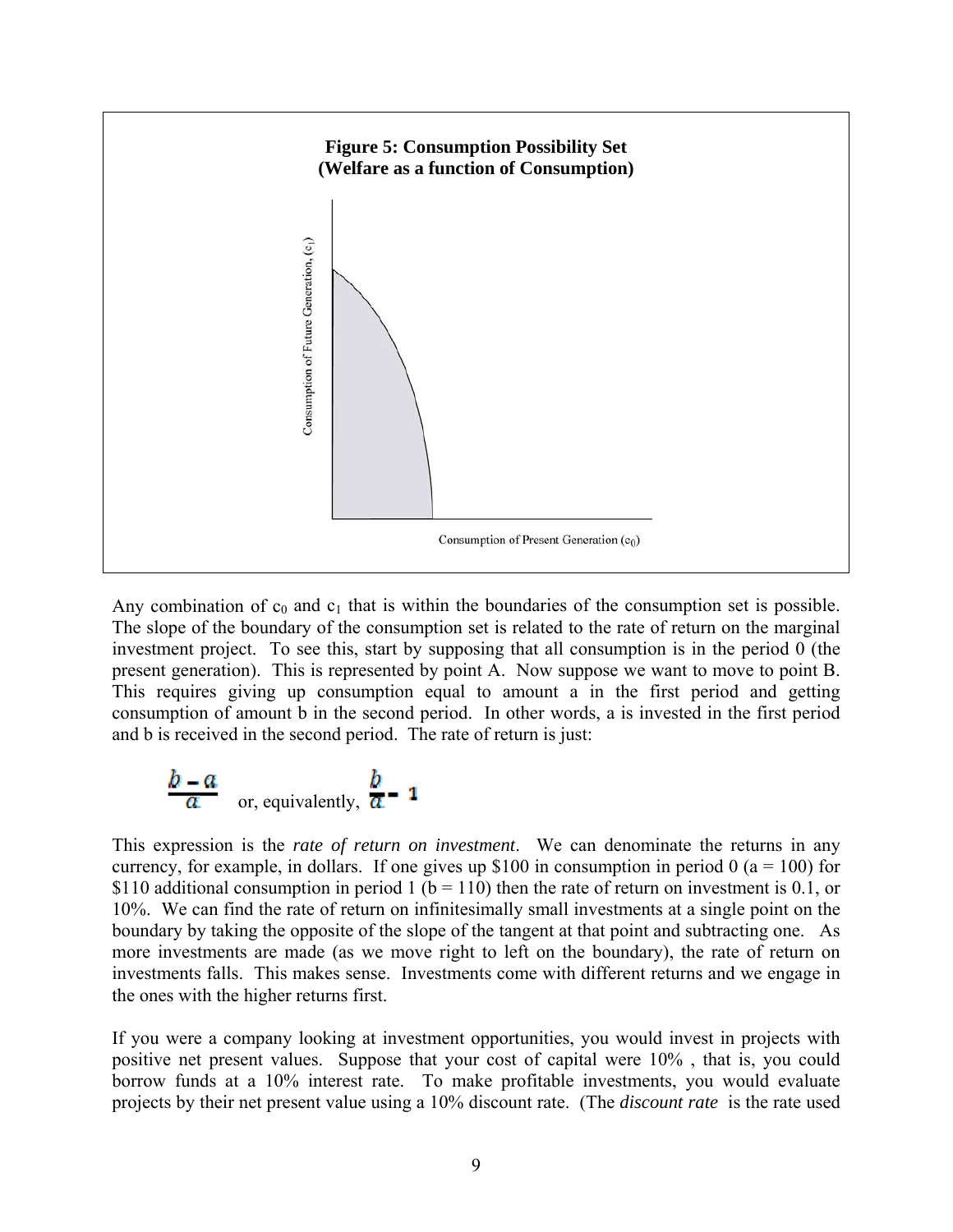**Figure 5: Consumption Possibility Set**
**(Welfare as a function of Consumption)**

Any combination of $c_0$ and $c_1$ that is within the boundaries of the consumption set is possible. The slope of the boundary of the consumption set is related to the rate of return on the marginal investment project. To see this, start by supposing that all consumption is in the period 0 (the present generation). This is represented by point A. Now suppose we want to move to point B. This requires giving up consumption equal to amount a in the first period and getting consumption of amount b in the second period. In other words, a is invested in the first period and b is received in the second period. The rate of return is just:

$$\frac{b-a}{a} \quad \text{or, equivalently,} \quad \frac{b}{a} - 1$$

This expression is the *rate of return on investment*. We can denominate the returns in any currency, for example, in dollars. If one gives up \$100 in consumption in period 0 ($a = 100$) for \$110 additional consumption in period 1 ($b = 110$) then the rate of return on investment is 0.1, or 10%. We can find the rate of return on infinitesimally small investments at a single point on the boundary by taking the opposite of the slope of the tangent at that point and subtracting one. As more investments are made (as we move right to left on the boundary), the rate of return on investments falls. This makes sense. Investments come with different returns and we engage in the ones with the higher returns first.

If you were a company looking at investment opportunities, you would invest in projects with positive net present values. Suppose that your cost of capital were 10% , that is, you could borrow funds at a 10% interest rate. To make profitable investments, you would evaluate projects by their net present value using a 10% discount rate. (The *discount rate* is the rate used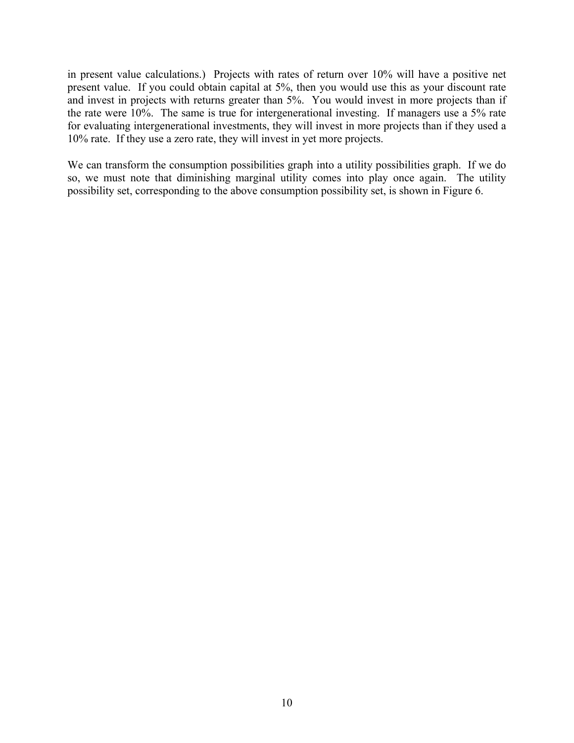in present value calculations.) Projects with rates of return over 10% will have a positive net present value. If you could obtain capital at 5%, then you would use this as your discount rate and invest in projects with returns greater than 5%. You would invest in more projects than if the rate were 10%. The same is true for intergenerational investing. If managers use a 5% rate for evaluating intergenerational investments, they will invest in more projects than if they used a 10% rate. If they use a zero rate, they will invest in yet more projects.

We can transform the consumption possibilities graph into a utility possibilities graph. If we do so, we must note that diminishing marginal utility comes into play once again. The utility possibility set, corresponding to the above consumption possibility set, is shown in Figure 6.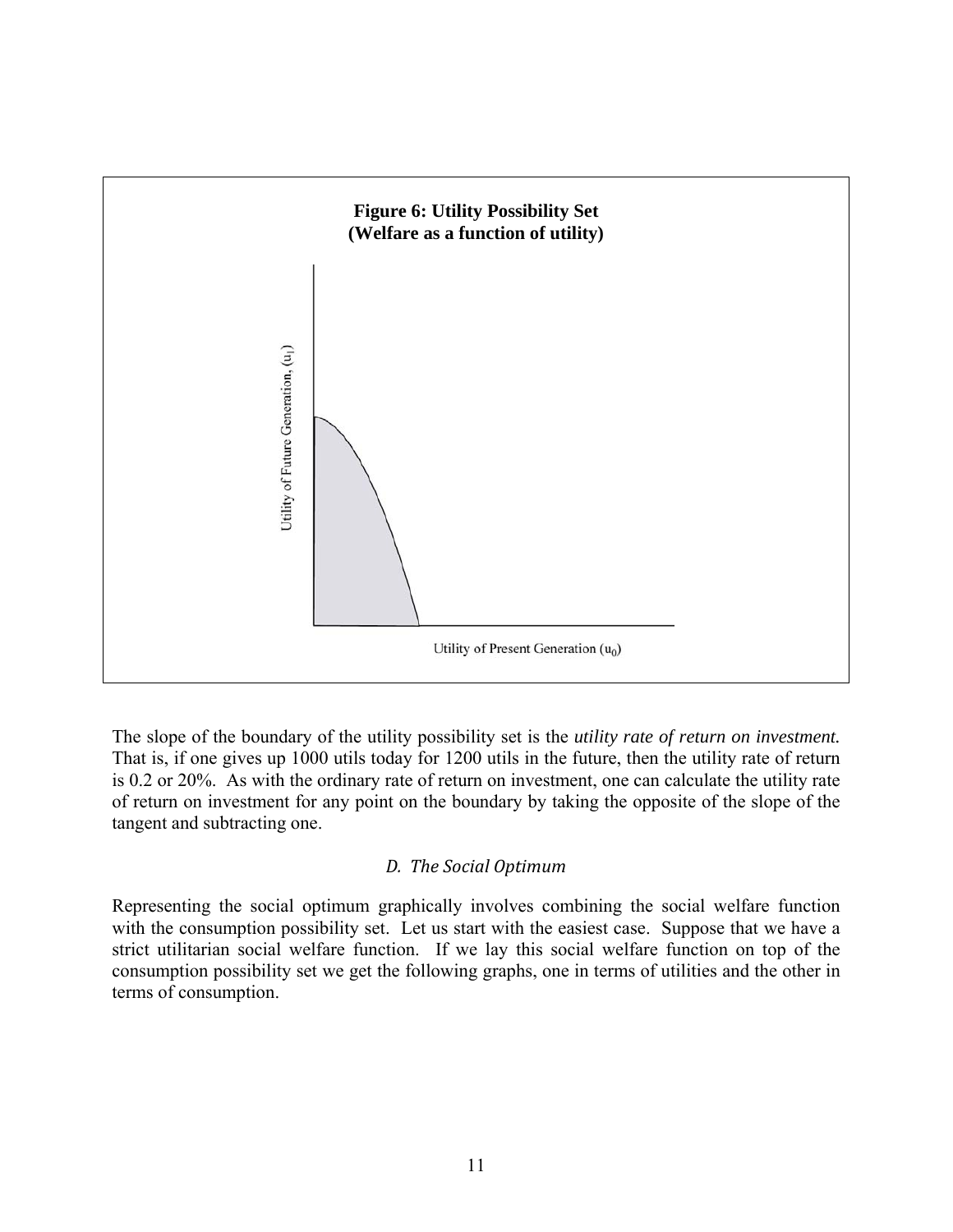**Figure 6: Utility Possibility Set**
**(Welfare as a function of utility)**

Utility of Future Generation, ($u_1$)

Utility of Present Generation ($u_0$)

The slope of the boundary of the utility possibility set is the *utility rate of return on investment.* That is, if one gives up 1000 utils today for 1200 utils in the future, then the utility rate of return is 0.2 or 20%. As with the ordinary rate of return on investment, one can calculate the utility rate of return on investment for any point on the boundary by taking the opposite of the slope of the tangent and subtracting one.

### *D. The Social Optimum*

Representing the social optimum graphically involves combining the social welfare function with the consumption possibility set. Let us start with the easiest case. Suppose that we have a strict utilitarian social welfare function. If we lay this social welfare function on top of the consumption possibility set we get the following graphs, one in terms of utilities and the other in terms of consumption.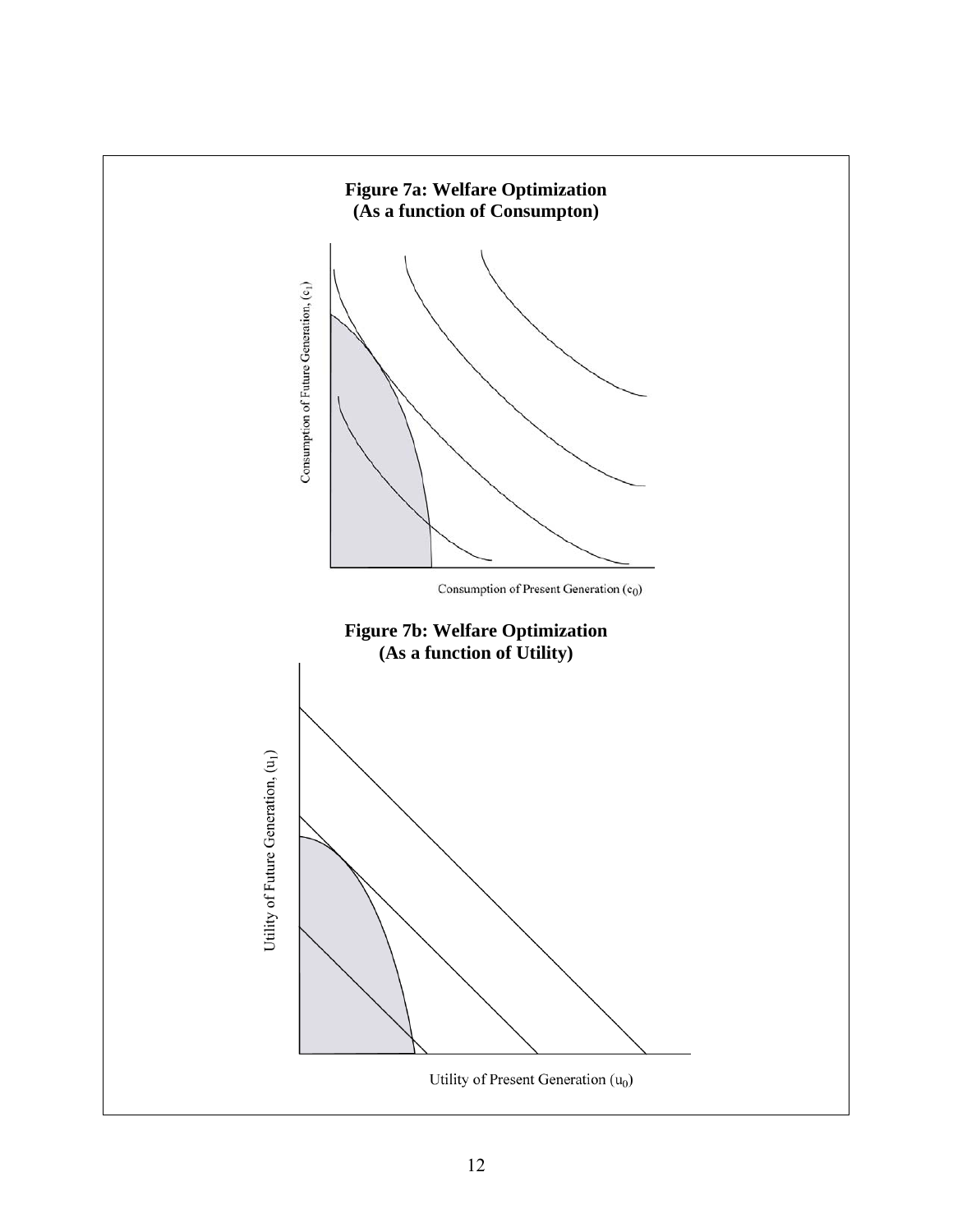**Figure 7a: Welfare Optimization (As a function of Consumpton)**

Consumption of Future Generation, ($c_1$)

Consumption of Present Generation ($c_0$)

**Figure 7b: Welfare Optimization (As a function of Utility)**

Utility of Future Generation, ($u_1$)

Utility of Present Generation ($u_0$)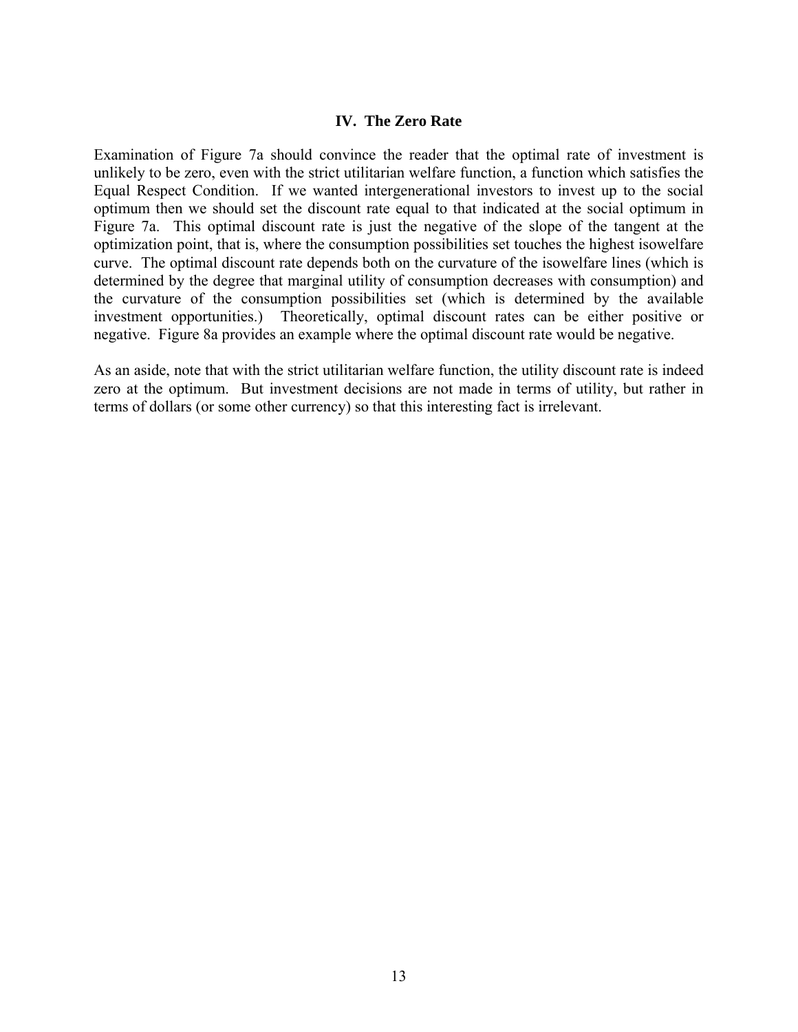## IV. The Zero Rate

Examination of Figure 7a should convince the reader that the optimal rate of investment is unlikely to be zero, even with the strict utilitarian welfare function, a function which satisfies the Equal Respect Condition. If we wanted intergenerational investors to invest up to the social optimum then we should set the discount rate equal to that indicated at the social optimum in Figure 7a. This optimal discount rate is just the negative of the slope of the tangent at the optimization point, that is, where the consumption possibilities set touches the highest isowelfare curve. The optimal discount rate depends both on the curvature of the isowelfare lines (which is determined by the degree that marginal utility of consumption decreases with consumption) and the curvature of the consumption possibilities set (which is determined by the available investment opportunities.) Theoretically, optimal discount rates can be either positive or negative. Figure 8a provides an example where the optimal discount rate would be negative.

As an aside, note that with the strict utilitarian welfare function, the utility discount rate is indeed zero at the optimum. But investment decisions are not made in terms of utility, but rather in terms of dollars (or some other currency) so that this interesting fact is irrelevant.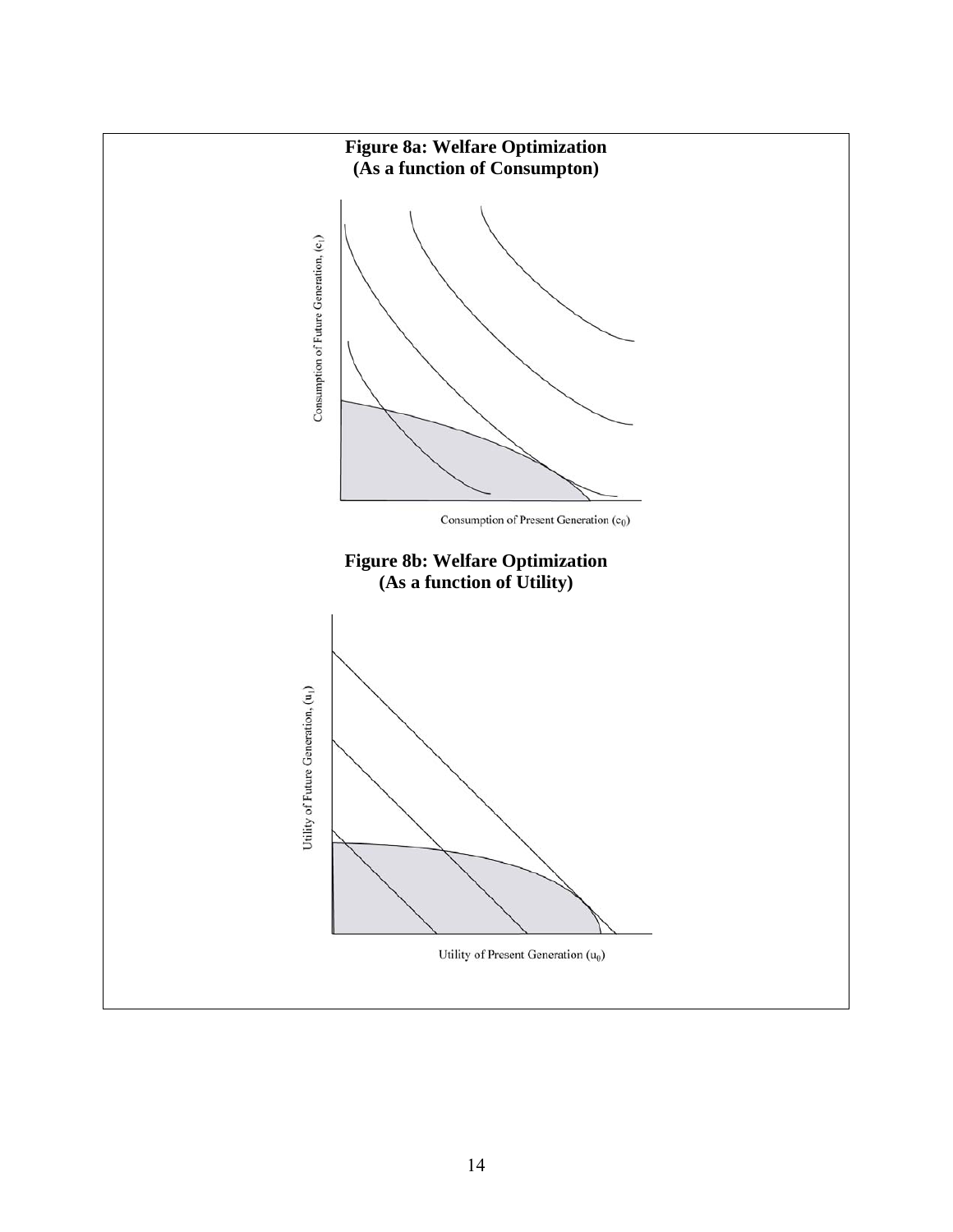**Figure 8a: Welfare Optimization (As a function of Consumpton)**

Consumption of Future Generation, $(c_1)$

Consumption of Present Generation $(c_0)$

**Figure 8b: Welfare Optimization (As a function of Utility)**

Utility of Future Generation, $(u_1)$

Utility of Present Generation $(u_0)$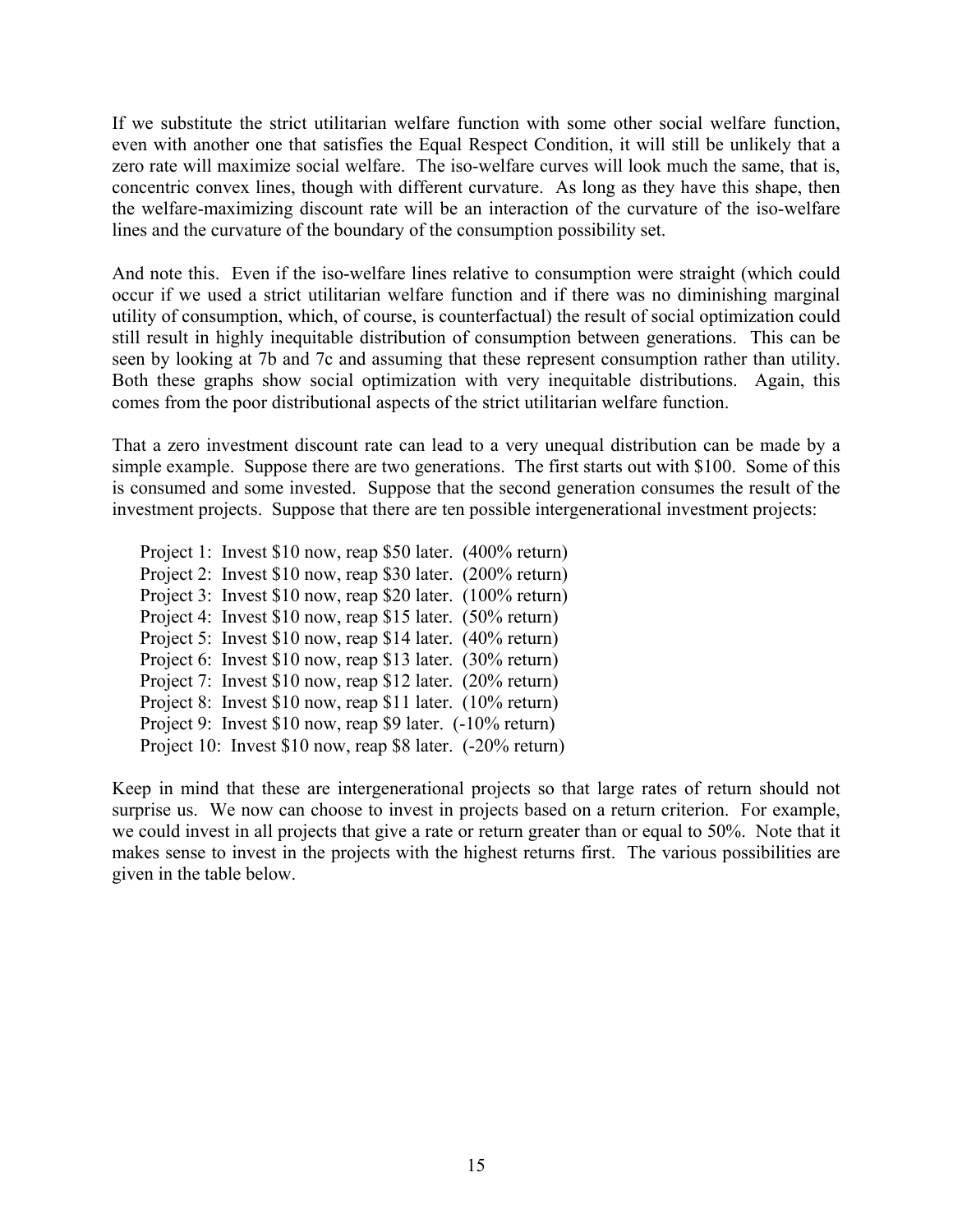If we substitute the strict utilitarian welfare function with some other social welfare function, even with another one that satisfies the Equal Respect Condition, it will still be unlikely that a zero rate will maximize social welfare. The iso-welfare curves will look much the same, that is, concentric convex lines, though with different curvature. As long as they have this shape, then the welfare-maximizing discount rate will be an interaction of the curvature of the iso-welfare lines and the curvature of the boundary of the consumption possibility set.

And note this. Even if the iso-welfare lines relative to consumption were straight (which could occur if we used a strict utilitarian welfare function and if there was no diminishing marginal utility of consumption, which, of course, is counterfactual) the result of social optimization could still result in highly inequitable distribution of consumption between generations. This can be seen by looking at 7b and 7c and assuming that these represent consumption rather than utility. Both these graphs show social optimization with very inequitable distributions. Again, this comes from the poor distributional aspects of the strict utilitarian welfare function.

That a zero investment discount rate can lead to a very unequal distribution can be made by a simple example. Suppose there are two generations. The first starts out with $100. Some of this is consumed and some invested. Suppose that the second generation consumes the result of the investment projects. Suppose that there are ten possible intergenerational investment projects:

Project 1: Invest $10 now, reap $50 later. (400% return)
Project 2: Invest $10 now, reap $30 later. (200% return)
Project 3: Invest $10 now, reap $20 later. (100% return)
Project 4: Invest $10 now, reap $15 later. (50% return)
Project 5: Invest $10 now, reap $14 later. (40% return)
Project 6: Invest $10 now, reap $13 later. (30% return)
Project 7: Invest $10 now, reap $12 later. (20% return)
Project 8: Invest $10 now, reap $11 later. (10% return)
Project 9: Invest $10 now, reap $9 later. (-10% return)
Project 10: Invest $10 now, reap $8 later. (-20% return)

Keep in mind that these are intergenerational projects so that large rates of return should not surprise us. We now can choose to invest in projects based on a return criterion. For example, we could invest in all projects that give a rate or return greater than or equal to 50%. Note that it makes sense to invest in the projects with the highest returns first. The various possibilities are given in the table below.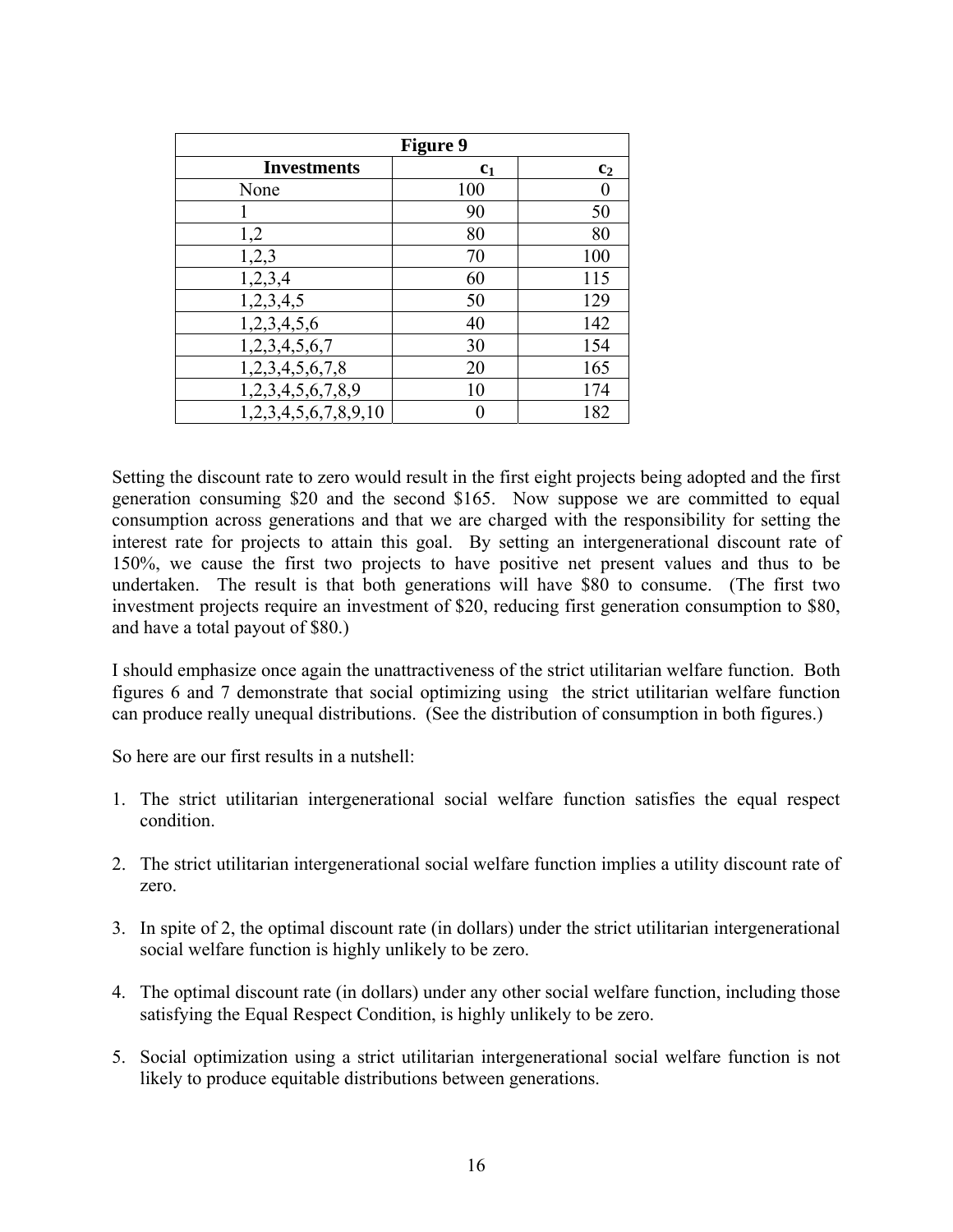| Figure 9 | | |
|---|---|---|
| **Investments** | $c_1$ | $c_2$ |
| None | 100 | 0 |
| 1 | 90 | 50 |
| 1,2 | 80 | 80 |
| 1,2,3 | 70 | 100 |
| 1,2,3,4 | 60 | 115 |
| 1,2,3,4,5 | 50 | 129 |
| 1,2,3,4,5,6 | 40 | 142 |
| 1,2,3,4,5,6,7 | 30 | 154 |
| 1,2,3,4,5,6,7,8 | 20 | 165 |
| 1,2,3,4,5,6,7,8,9 | 10 | 174 |
| 1,2,3,4,5,6,7,8,9,10 | 0 | 182 |

Setting the discount rate to zero would result in the first eight projects being adopted and the first generation consuming $20 and the second $165. Now suppose we are committed to equal consumption across generations and that we are charged with the responsibility for setting the interest rate for projects to attain this goal. By setting an intergenerational discount rate of 150%, we cause the first two projects to have positive net present values and thus to be undertaken. The result is that both generations will have $80 to consume. (The first two investment projects require an investment of $20, reducing first generation consumption to $80, and have a total payout of $80.)

I should emphasize once again the unattractiveness of the strict utilitarian welfare function. Both figures 6 and 7 demonstrate that social optimizing using the strict utilitarian welfare function can produce really unequal distributions. (See the distribution of consumption in both figures.)

So here are our first results in a nutshell:

1. The strict utilitarian intergenerational social welfare function satisfies the equal respect condition.
2. The strict utilitarian intergenerational social welfare function implies a utility discount rate of zero.
3. In spite of 2, the optimal discount rate (in dollars) under the strict utilitarian intergenerational social welfare function is highly unlikely to be zero.
4. The optimal discount rate (in dollars) under any other social welfare function, including those satisfying the Equal Respect Condition, is highly unlikely to be zero.
5. Social optimization using a strict utilitarian intergenerational social welfare function is not likely to produce equitable distributions between generations.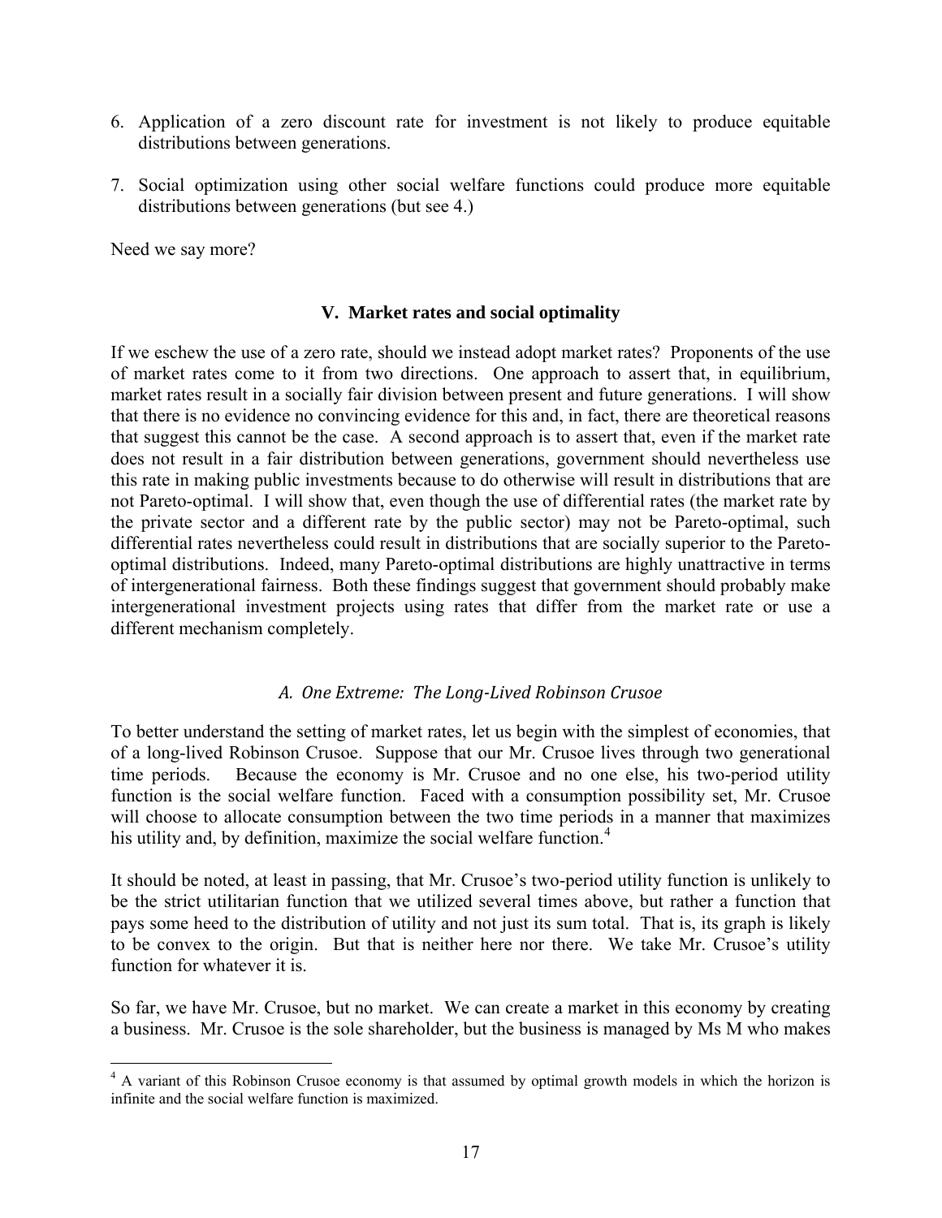6. Application of a zero discount rate for investment is not likely to produce equitable distributions between generations.

7. Social optimization using other social welfare functions could produce more equitable distributions between generations (but see 4.)

Need we say more?

## V. Market rates and social optimality

If we eschew the use of a zero rate, should we instead adopt market rates? Proponents of the use of market rates come to it from two directions. One approach to assert that, in equilibrium, market rates result in a socially fair division between present and future generations. I will show that there is no evidence no convincing evidence for this and, in fact, there are theoretical reasons that suggest this cannot be the case. A second approach is to assert that, even if the market rate does not result in a fair distribution between generations, government should nevertheless use this rate in making public investments because to do otherwise will result in distributions that are not Pareto-optimal. I will show that, even though the use of differential rates (the market rate by the private sector and a different rate by the public sector) may not be Pareto-optimal, such differential rates nevertheless could result in distributions that are socially superior to the Pareto-optimal distributions. Indeed, many Pareto-optimal distributions are highly unattractive in terms of intergenerational fairness. Both these findings suggest that government should probably make intergenerational investment projects using rates that differ from the market rate or use a different mechanism completely.

### *A. One Extreme: The Long-Lived Robinson Crusoe*

To better understand the setting of market rates, let us begin with the simplest of economies, that of a long-lived Robinson Crusoe. Suppose that our Mr. Crusoe lives through two generational time periods. Because the economy is Mr. Crusoe and no one else, his two-period utility function is the social welfare function. Faced with a consumption possibility set, Mr. Crusoe will choose to allocate consumption between the two time periods in a manner that maximizes his utility and, by definition, maximize the social welfare function.[4]

It should be noted, at least in passing, that Mr. Crusoe's two-period utility function is unlikely to be the strict utilitarian function that we utilized several times above, but rather a function that pays some heed to the distribution of utility and not just its sum total. That is, its graph is likely to be convex to the origin. But that is neither here nor there. We take Mr. Crusoe's utility function for whatever it is.

So far, we have Mr. Crusoe, but no market. We can create a market in this economy by creating a business. Mr. Crusoe is the sole shareholder, but the business is managed by Ms M who makes

---

[4] A variant of this Robinson Crusoe economy is that assumed by optimal growth models in which the horizon is infinite and the social welfare function is maximized.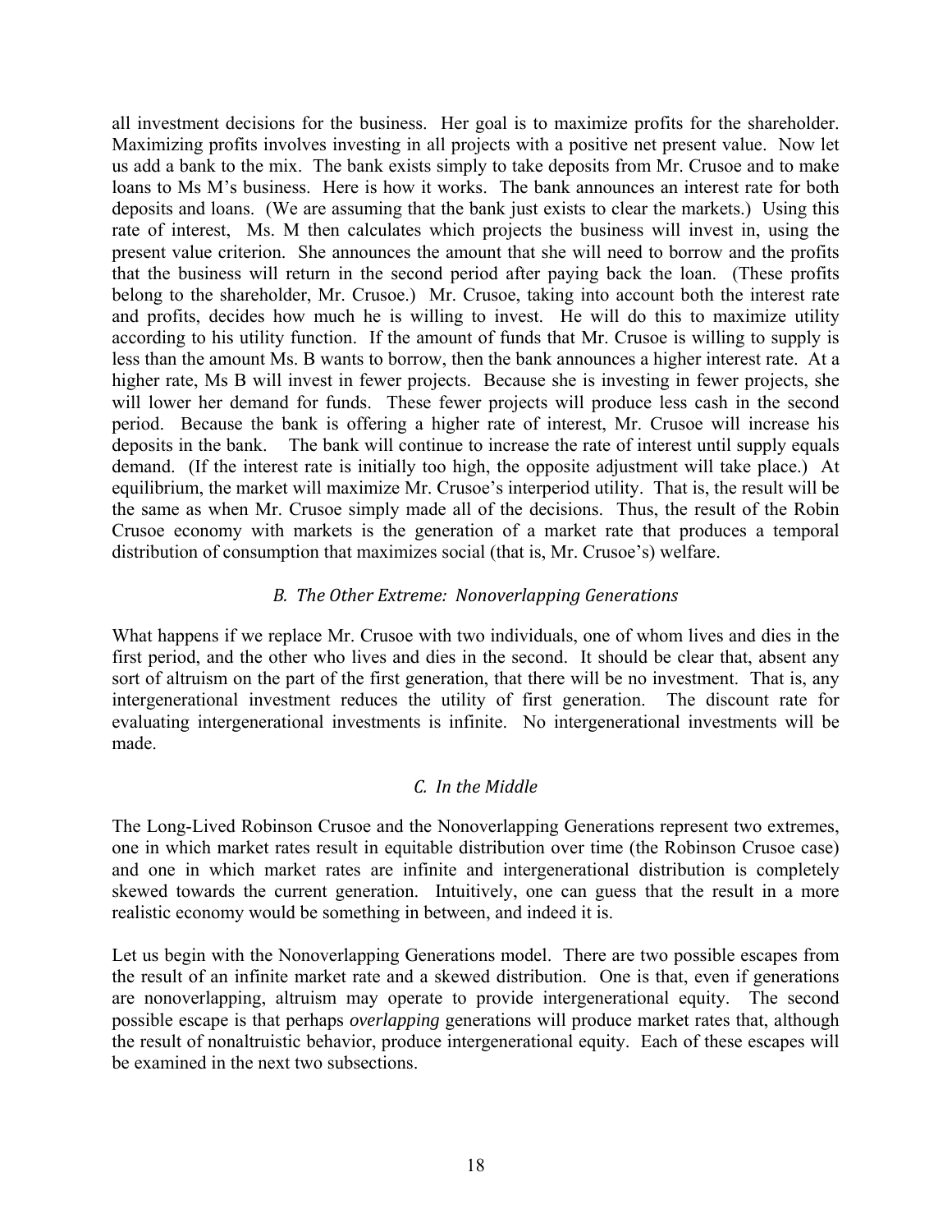all investment decisions for the business. Her goal is to maximize profits for the shareholder. Maximizing profits involves investing in all projects with a positive net present value. Now let us add a bank to the mix. The bank exists simply to take deposits from Mr. Crusoe and to make loans to Ms M's business. Here is how it works. The bank announces an interest rate for both deposits and loans. (We are assuming that the bank just exists to clear the markets.) Using this rate of interest, Ms. M then calculates which projects the business will invest in, using the present value criterion. She announces the amount that she will need to borrow and the profits that the business will return in the second period after paying back the loan. (These profits belong to the shareholder, Mr. Crusoe.) Mr. Crusoe, taking into account both the interest rate and profits, decides how much he is willing to invest. He will do this to maximize utility according to his utility function. If the amount of funds that Mr. Crusoe is willing to supply is less than the amount Ms. B wants to borrow, then the bank announces a higher interest rate. At a higher rate, Ms B will invest in fewer projects. Because she is investing in fewer projects, she will lower her demand for funds. These fewer projects will produce less cash in the second period. Because the bank is offering a higher rate of interest, Mr. Crusoe will increase his deposits in the bank. The bank will continue to increase the rate of interest until supply equals demand. (If the interest rate is initially too high, the opposite adjustment will take place.) At equilibrium, the market will maximize Mr. Crusoe's interperiod utility. That is, the result will be the same as when Mr. Crusoe simply made all of the decisions. Thus, the result of the Robin Crusoe economy with markets is the generation of a market rate that produces a temporal distribution of consumption that maximizes social (that is, Mr. Crusoe's) welfare.

### *B. The Other Extreme: Nonoverlapping Generations*

What happens if we replace Mr. Crusoe with two individuals, one of whom lives and dies in the first period, and the other who lives and dies in the second. It should be clear that, absent any sort of altruism on the part of the first generation, that there will be no investment. That is, any intergenerational investment reduces the utility of first generation. The discount rate for evaluating intergenerational investments is infinite. No intergenerational investments will be made.

### *C. In the Middle*

The Long-Lived Robinson Crusoe and the Nonoverlapping Generations represent two extremes, one in which market rates result in equitable distribution over time (the Robinson Crusoe case) and one in which market rates are infinite and intergenerational distribution is completely skewed towards the current generation. Intuitively, one can guess that the result in a more realistic economy would be something in between, and indeed it is.

Let us begin with the Nonoverlapping Generations model. There are two possible escapes from the result of an infinite market rate and a skewed distribution. One is that, even if generations are nonoverlapping, altruism may operate to provide intergenerational equity. The second possible escape is that perhaps *overlapping* generations will produce market rates that, although the result of nonaltruistic behavior, produce intergenerational equity. Each of these escapes will be examined in the next two subsections.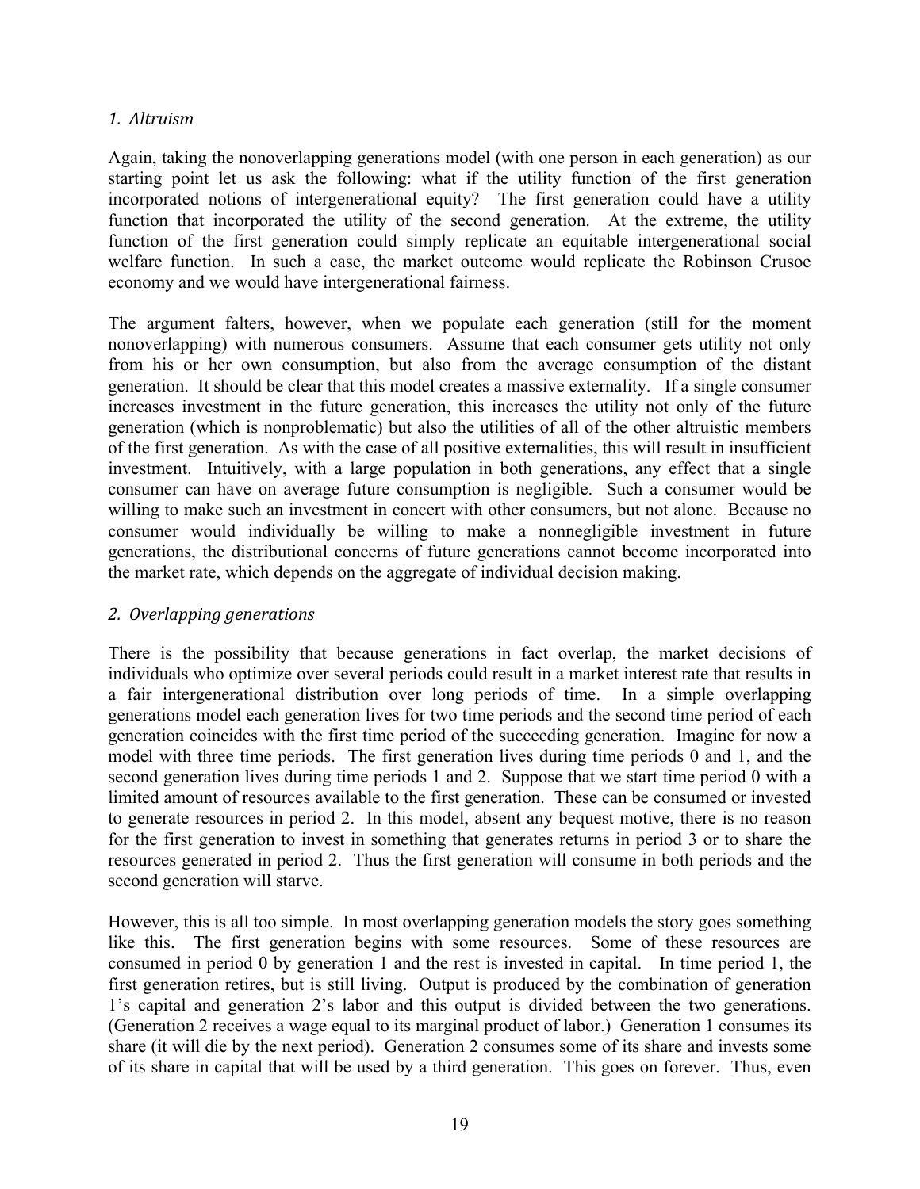*1. Altruism*

Again, taking the nonoverlapping generations model (with one person in each generation) as our starting point let us ask the following: what if the utility function of the first generation incorporated notions of intergenerational equity? The first generation could have a utility function that incorporated the utility of the second generation. At the extreme, the utility function of the first generation could simply replicate an equitable intergenerational social welfare function. In such a case, the market outcome would replicate the Robinson Crusoe economy and we would have intergenerational fairness.

The argument falters, however, when we populate each generation (still for the moment nonoverlapping) with numerous consumers. Assume that each consumer gets utility not only from his or her own consumption, but also from the average consumption of the distant generation. It should be clear that this model creates a massive externality. If a single consumer increases investment in the future generation, this increases the utility not only of the future generation (which is nonproblematic) but also the utilities of all of the other altruistic members of the first generation. As with the case of all positive externalities, this will result in insufficient investment. Intuitively, with a large population in both generations, any effect that a single consumer can have on average future consumption is negligible. Such a consumer would be willing to make such an investment in concert with other consumers, but not alone. Because no consumer would individually be willing to make a nonnegligible investment in future generations, the distributional concerns of future generations cannot become incorporated into the market rate, which depends on the aggregate of individual decision making.

*2. Overlapping generations*

There is the possibility that because generations in fact overlap, the market decisions of individuals who optimize over several periods could result in a market interest rate that results in a fair intergenerational distribution over long periods of time. In a simple overlapping generations model each generation lives for two time periods and the second time period of each generation coincides with the first time period of the succeeding generation. Imagine for now a model with three time periods. The first generation lives during time periods 0 and 1, and the second generation lives during time periods 1 and 2. Suppose that we start time period 0 with a limited amount of resources available to the first generation. These can be consumed or invested to generate resources in period 2. In this model, absent any bequest motive, there is no reason for the first generation to invest in something that generates returns in period 3 or to share the resources generated in period 2. Thus the first generation will consume in both periods and the second generation will starve.

However, this is all too simple. In most overlapping generation models the story goes something like this. The first generation begins with some resources. Some of these resources are consumed in period 0 by generation 1 and the rest is invested in capital. In time period 1, the first generation retires, but is still living. Output is produced by the combination of generation 1's capital and generation 2's labor and this output is divided between the two generations. (Generation 2 receives a wage equal to its marginal product of labor.) Generation 1 consumes its share (it will die by the next period). Generation 2 consumes some of its share and invests some of its share in capital that will be used by a third generation. This goes on forever. Thus, even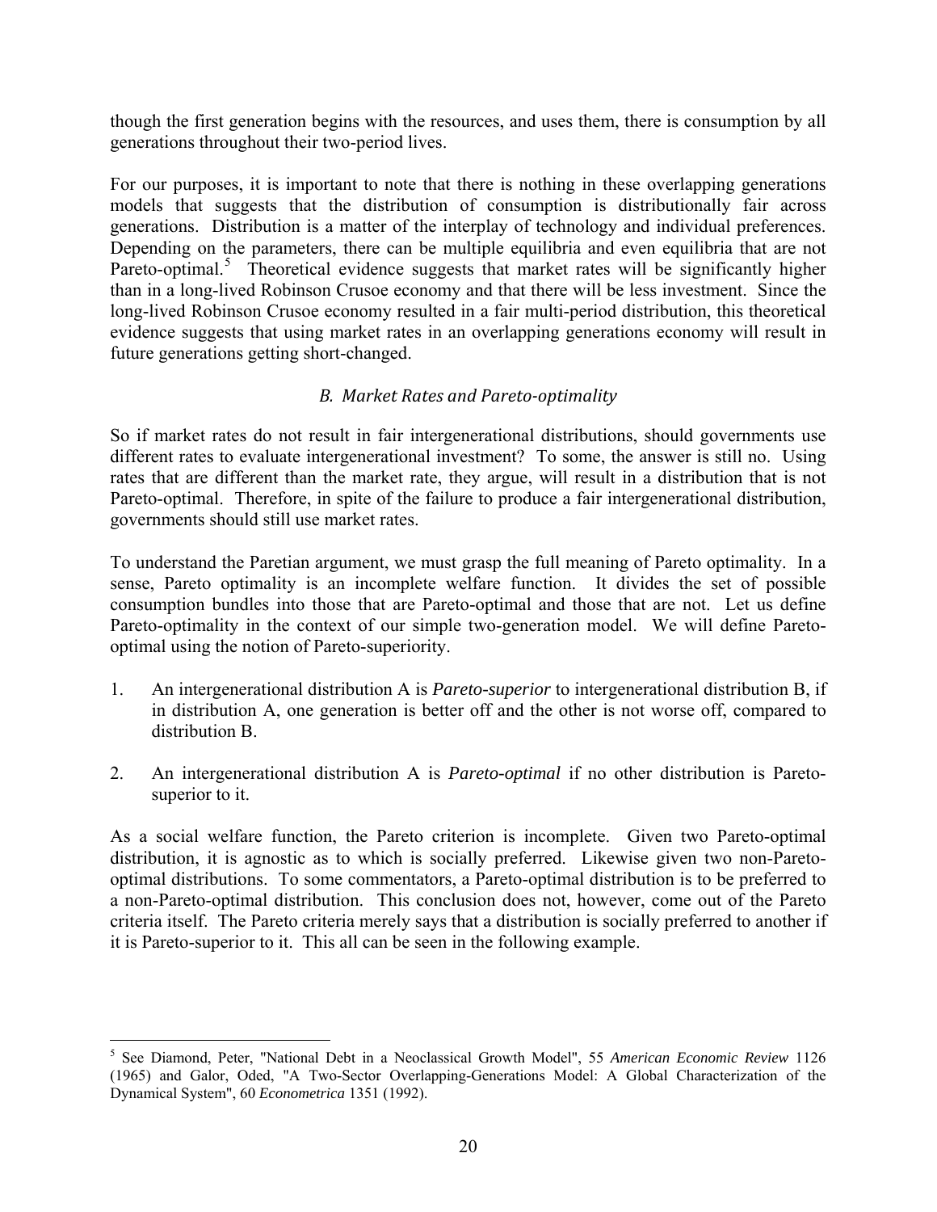though the first generation begins with the resources, and uses them, there is consumption by all generations throughout their two-period lives.

For our purposes, it is important to note that there is nothing in these overlapping generations models that suggests that the distribution of consumption is distributionally fair across generations. Distribution is a matter of the interplay of technology and individual preferences. Depending on the parameters, there can be multiple equilibria and even equilibria that are not Pareto-optimal.[5] Theoretical evidence suggests that market rates will be significantly higher than in a long-lived Robinson Crusoe economy and that there will be less investment. Since the long-lived Robinson Crusoe economy resulted in a fair multi-period distribution, this theoretical evidence suggests that using market rates in an overlapping generations economy will result in future generations getting short-changed.

### *B. Market Rates and Pareto-optimality*

So if market rates do not result in fair intergenerational distributions, should governments use different rates to evaluate intergenerational investment? To some, the answer is still no. Using rates that are different than the market rate, they argue, will result in a distribution that is not Pareto-optimal. Therefore, in spite of the failure to produce a fair intergenerational distribution, governments should still use market rates.

To understand the Paretian argument, we must grasp the full meaning of Pareto optimality. In a sense, Pareto optimality is an incomplete welfare function. It divides the set of possible consumption bundles into those that are Pareto-optimal and those that are not. Let us define Pareto-optimality in the context of our simple two-generation model. We will define Pareto-optimal using the notion of Pareto-superiority.

1. An intergenerational distribution A is *Pareto-superior* to intergenerational distribution B, if in distribution A, one generation is better off and the other is not worse off, compared to distribution B.

2. An intergenerational distribution A is *Pareto-optimal* if no other distribution is Pareto-superior to it.

As a social welfare function, the Pareto criterion is incomplete. Given two Pareto-optimal distribution, it is agnostic as to which is socially preferred. Likewise given two non-Pareto-optimal distributions. To some commentators, a Pareto-optimal distribution is to be preferred to a non-Pareto-optimal distribution. This conclusion does not, however, come out of the Pareto criteria itself. The Pareto criteria merely says that a distribution is socially preferred to another if it is Pareto-superior to it. This all can be seen in the following example.

---

[5] See Diamond, Peter, "National Debt in a Neoclassical Growth Model", 55 *American Economic Review* 1126 (1965) and Galor, Oded, "A Two-Sector Overlapping-Generations Model: A Global Characterization of the Dynamical System", 60 *Econometrica* 1351 (1992).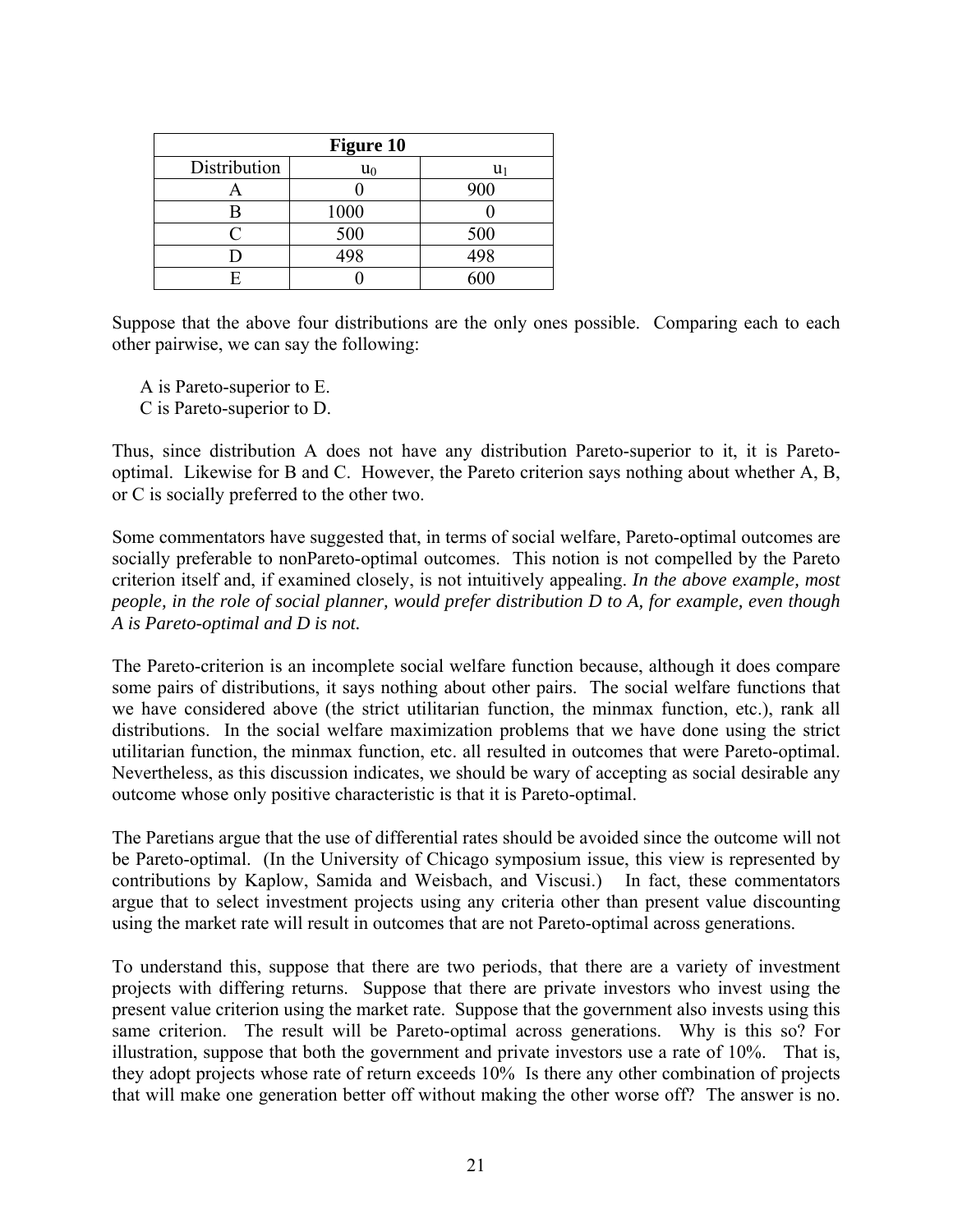| Figure 10 | | |
|---|---|---|
| Distribution | $u_0$ | $u_1$ |
| A | 0 | 900 |
| B | 1000 | 0 |
| C | 500 | 500 |
| D | 498 | 498 |
| E | 0 | 600 |

Suppose that the above four distributions are the only ones possible. Comparing each to each other pairwise, we can say the following:

A is Pareto-superior to E.
C is Pareto-superior to D.

Thus, since distribution A does not have any distribution Pareto-superior to it, it is Pareto-optimal. Likewise for B and C. However, the Pareto criterion says nothing about whether A, B, or C is socially preferred to the other two.

Some commentators have suggested that, in terms of social welfare, Pareto-optimal outcomes are socially preferable to nonPareto-optimal outcomes. This notion is not compelled by the Pareto criterion itself and, if examined closely, is not intuitively appealing. *In the above example, most people, in the role of social planner, would prefer distribution D to A, for example, even though A is Pareto-optimal and D is not.*

The Pareto-criterion is an incomplete social welfare function because, although it does compare some pairs of distributions, it says nothing about other pairs. The social welfare functions that we have considered above (the strict utilitarian function, the minmax function, etc.), rank all distributions. In the social welfare maximization problems that we have done using the strict utilitarian function, the minmax function, etc. all resulted in outcomes that were Pareto-optimal. Nevertheless, as this discussion indicates, we should be wary of accepting as social desirable any outcome whose only positive characteristic is that it is Pareto-optimal.

The Paretians argue that the use of differential rates should be avoided since the outcome will not be Pareto-optimal. (In the University of Chicago symposium issue, this view is represented by contributions by Kaplow, Samida and Weisbach, and Viscusi.) In fact, these commentators argue that to select investment projects using any criteria other than present value discounting using the market rate will result in outcomes that are not Pareto-optimal across generations.

To understand this, suppose that there are two periods, that there are a variety of investment projects with differing returns. Suppose that there are private investors who invest using the present value criterion using the market rate. Suppose that the government also invests using this same criterion. The result will be Pareto-optimal across generations. Why is this so? For illustration, suppose that both the government and private investors use a rate of 10%. That is, they adopt projects whose rate of return exceeds 10% Is there any other combination of projects that will make one generation better off without making the other worse off? The answer is no.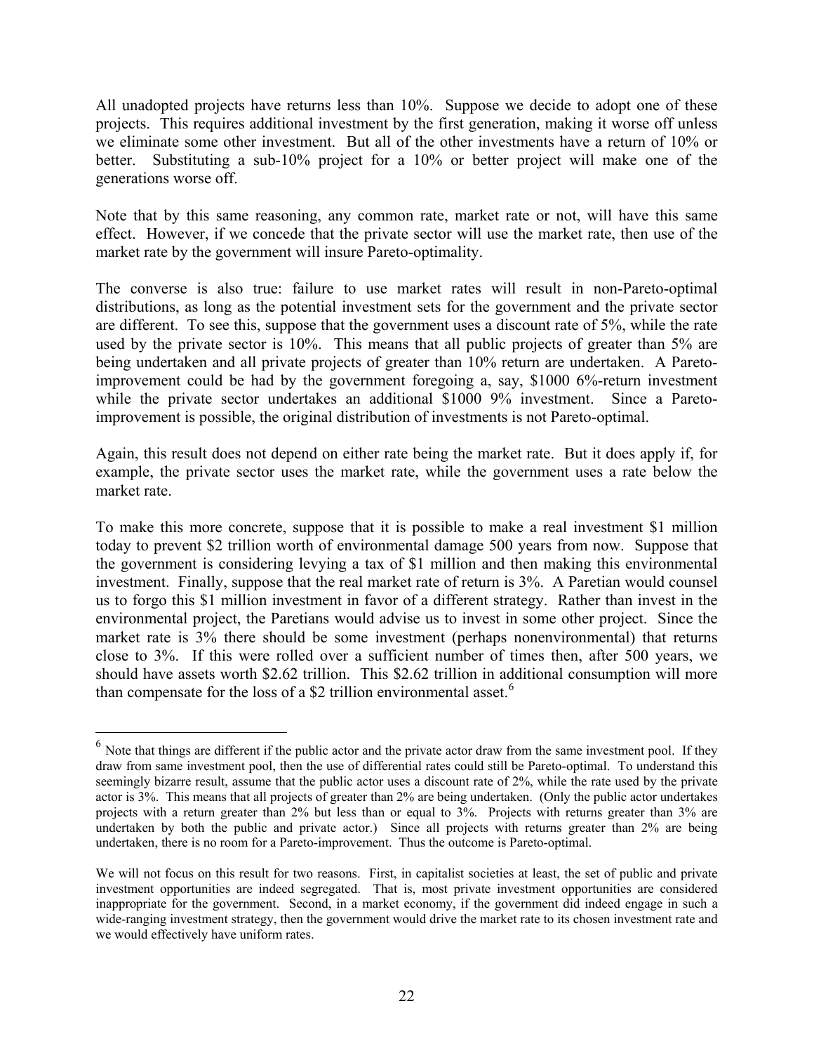All unadopted projects have returns less than 10%. Suppose we decide to adopt one of these projects. This requires additional investment by the first generation, making it worse off unless we eliminate some other investment. But all of the other investments have a return of 10% or better. Substituting a sub-10% project for a 10% or better project will make one of the generations worse off.

Note that by this same reasoning, any common rate, market rate or not, will have this same effect. However, if we concede that the private sector will use the market rate, then use of the market rate by the government will insure Pareto-optimality.

The converse is also true: failure to use market rates will result in non-Pareto-optimal distributions, as long as the potential investment sets for the government and the private sector are different. To see this, suppose that the government uses a discount rate of 5%, while the rate used by the private sector is 10%. This means that all public projects of greater than 5% are being undertaken and all private projects of greater than 10% return are undertaken. A Pareto-improvement could be had by the government foregoing a, say, \$1000 6%-return investment while the private sector undertakes an additional \$1000 9% investment. Since a Pareto-improvement is possible, the original distribution of investments is not Pareto-optimal.

Again, this result does not depend on either rate being the market rate. But it does apply if, for example, the private sector uses the market rate, while the government uses a rate below the market rate.

To make this more concrete, suppose that it is possible to make a real investment \$1 million today to prevent \$2 trillion worth of environmental damage 500 years from now. Suppose that the government is considering levying a tax of \$1 million and then making this environmental investment. Finally, suppose that the real market rate of return is 3%. A Paretian would counsel us to forgo this \$1 million investment in favor of a different strategy. Rather than invest in the environmental project, the Paretians would advise us to invest in some other project. Since the market rate is 3% there should be some investment (perhaps nonenvironmental) that returns close to 3%. If this were rolled over a sufficient number of times then, after 500 years, we should have assets worth \$2.62 trillion. This \$2.62 trillion in additional consumption will more than compensate for the loss of a \$2 trillion environmental asset.[6]

---

[6] Note that things are different if the public actor and the private actor draw from the same investment pool. If they draw from same investment pool, then the use of differential rates could still be Pareto-optimal. To understand this seemingly bizarre result, assume that the public actor uses a discount rate of 2%, while the rate used by the private actor is 3%. This means that all projects of greater than 2% are being undertaken. (Only the public actor undertakes projects with a return greater than 2% but less than or equal to 3%. Projects with returns greater than 3% are undertaken by both the public and private actor.) Since all projects with returns greater than 2% are being undertaken, there is no room for a Pareto-improvement. Thus the outcome is Pareto-optimal.

We will not focus on this result for two reasons. First, in capitalist societies at least, the set of public and private investment opportunities are indeed segregated. That is, most private investment opportunities are considered inappropriate for the government. Second, in a market economy, if the government did indeed engage in such a wide-ranging investment strategy, then the government would drive the market rate to its chosen investment rate and we would effectively have uniform rates.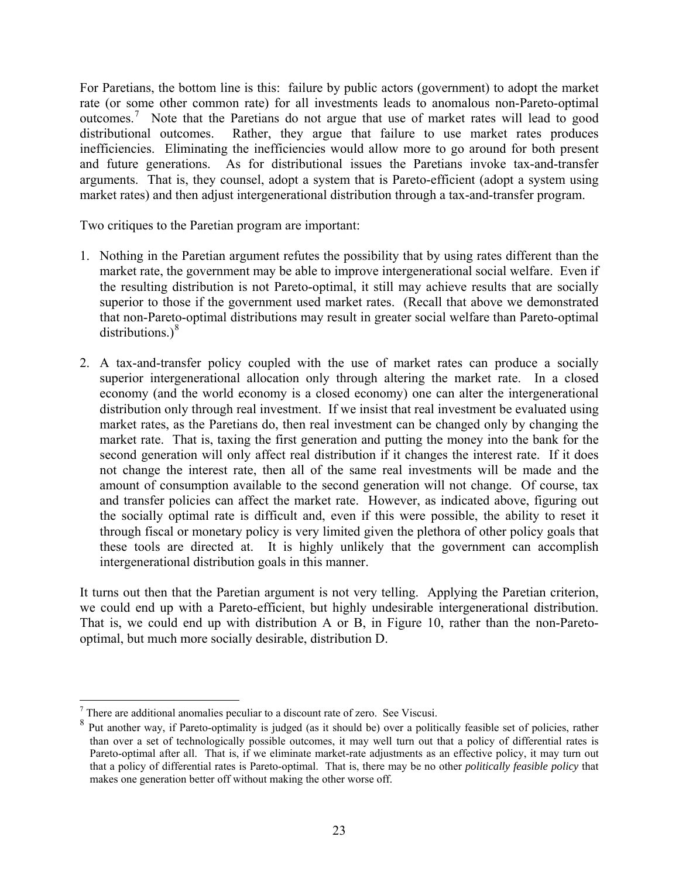For Paretians, the bottom line is this: failure by public actors (government) to adopt the market rate (or some other common rate) for all investments leads to anomalous non-Pareto-optimal outcomes.[7] Note that the Paretians do not argue that use of market rates will lead to good distributional outcomes. Rather, they argue that failure to use market rates produces inefficiencies. Eliminating the inefficiencies would allow more to go around for both present and future generations. As for distributional issues the Paretians invoke tax-and-transfer arguments. That is, they counsel, adopt a system that is Pareto-efficient (adopt a system using market rates) and then adjust intergenerational distribution through a tax-and-transfer program.

Two critiques to the Paretian program are important:

1. Nothing in the Paretian argument refutes the possibility that by using rates different than the market rate, the government may be able to improve intergenerational social welfare. Even if the resulting distribution is not Pareto-optimal, it still may achieve results that are socially superior to those if the government used market rates. (Recall that above we demonstrated that non-Pareto-optimal distributions may result in greater social welfare than Pareto-optimal distributions.)[8]

2. A tax-and-transfer policy coupled with the use of market rates can produce a socially superior intergenerational allocation only through altering the market rate. In a closed economy (and the world economy is a closed economy) one can alter the intergenerational distribution only through real investment. If we insist that real investment be evaluated using market rates, as the Paretians do, then real investment can be changed only by changing the market rate. That is, taxing the first generation and putting the money into the bank for the second generation will only affect real distribution if it changes the interest rate. If it does not change the interest rate, then all of the same real investments will be made and the amount of consumption available to the second generation will not change. Of course, tax and transfer policies can affect the market rate. However, as indicated above, figuring out the socially optimal rate is difficult and, even if this were possible, the ability to reset it through fiscal or monetary policy is very limited given the plethora of other policy goals that these tools are directed at. It is highly unlikely that the government can accomplish intergenerational distribution goals in this manner.

It turns out then that the Paretian argument is not very telling. Applying the Paretian criterion, we could end up with a Pareto-efficient, but highly undesirable intergenerational distribution. That is, we could end up with distribution A or B, in Figure 10, rather than the non-Pareto-optimal, but much more socially desirable, distribution D.

---

[7] There are additional anomalies peculiar to a discount rate of zero. See Viscusi.

[8] Put another way, if Pareto-optimality is judged (as it should be) over a politically feasible set of policies, rather than over a set of technologically possible outcomes, it may well turn out that a policy of differential rates is Pareto-optimal after all. That is, if we eliminate market-rate adjustments as an effective policy, it may turn out that a policy of differential rates is Pareto-optimal. That is, there may be no other *politically feasible policy* that makes one generation better off without making the other worse off.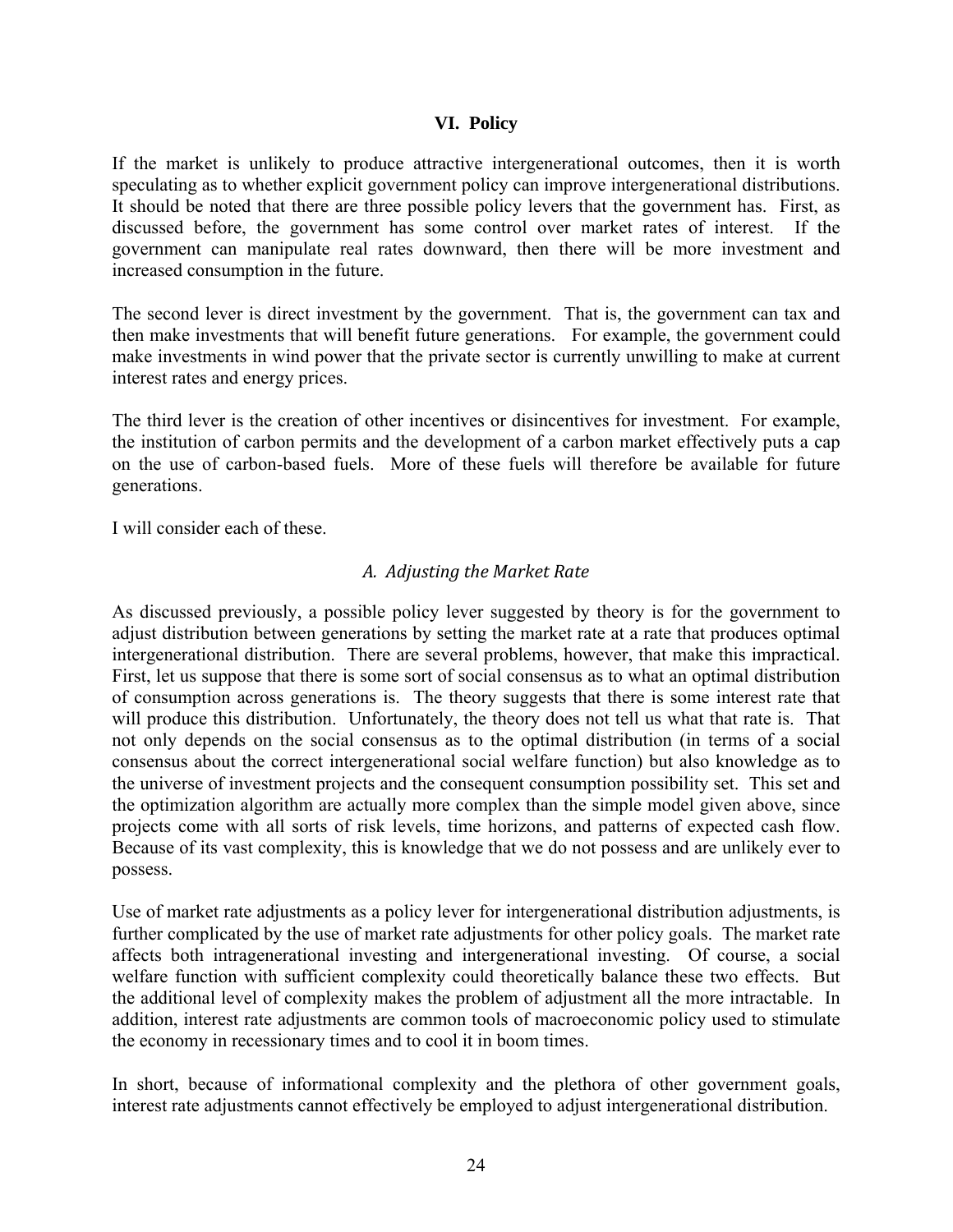## VI. Policy

If the market is unlikely to produce attractive intergenerational outcomes, then it is worth speculating as to whether explicit government policy can improve intergenerational distributions. It should be noted that there are three possible policy levers that the government has. First, as discussed before, the government has some control over market rates of interest. If the government can manipulate real rates downward, then there will be more investment and increased consumption in the future.

The second lever is direct investment by the government. That is, the government can tax and then make investments that will benefit future generations. For example, the government could make investments in wind power that the private sector is currently unwilling to make at current interest rates and energy prices.

The third lever is the creation of other incentives or disincentives for investment. For example, the institution of carbon permits and the development of a carbon market effectively puts a cap on the use of carbon-based fuels. More of these fuels will therefore be available for future generations.

I will consider each of these.

### *A. Adjusting the Market Rate*

As discussed previously, a possible policy lever suggested by theory is for the government to adjust distribution between generations by setting the market rate at a rate that produces optimal intergenerational distribution. There are several problems, however, that make this impractical. First, let us suppose that there is some sort of social consensus as to what an optimal distribution of consumption across generations is. The theory suggests that there is some interest rate that will produce this distribution. Unfortunately, the theory does not tell us what that rate is. That not only depends on the social consensus as to the optimal distribution (in terms of a social consensus about the correct intergenerational social welfare function) but also knowledge as to the universe of investment projects and the consequent consumption possibility set. This set and the optimization algorithm are actually more complex than the simple model given above, since projects come with all sorts of risk levels, time horizons, and patterns of expected cash flow. Because of its vast complexity, this is knowledge that we do not possess and are unlikely ever to possess.

Use of market rate adjustments as a policy lever for intergenerational distribution adjustments, is further complicated by the use of market rate adjustments for other policy goals. The market rate affects both intragenerational investing and intergenerational investing. Of course, a social welfare function with sufficient complexity could theoretically balance these two effects. But the additional level of complexity makes the problem of adjustment all the more intractable. In addition, interest rate adjustments are common tools of macroeconomic policy used to stimulate the economy in recessionary times and to cool it in boom times.

In short, because of informational complexity and the plethora of other government goals, interest rate adjustments cannot effectively be employed to adjust intergenerational distribution.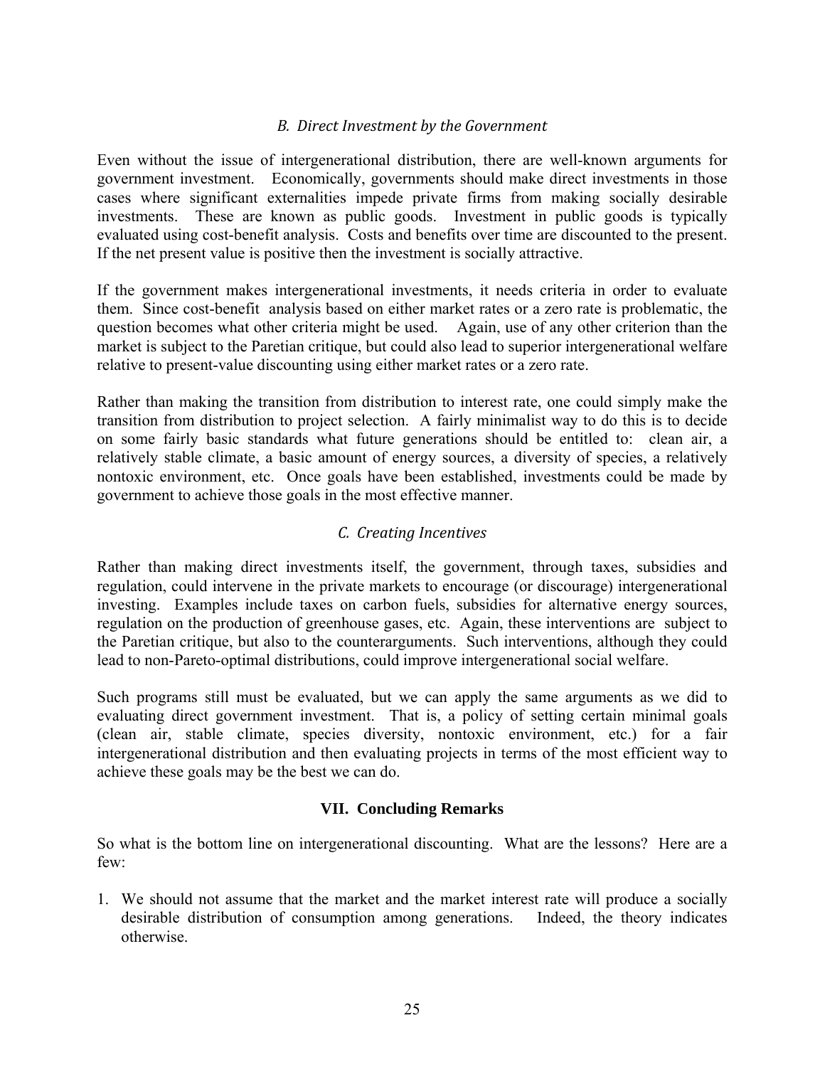### *B. Direct Investment by the Government*

Even without the issue of intergenerational distribution, there are well-known arguments for government investment. Economically, governments should make direct investments in those cases where significant externalities impede private firms from making socially desirable investments. These are known as public goods. Investment in public goods is typically evaluated using cost-benefit analysis. Costs and benefits over time are discounted to the present. If the net present value is positive then the investment is socially attractive.

If the government makes intergenerational investments, it needs criteria in order to evaluate them. Since cost-benefit analysis based on either market rates or a zero rate is problematic, the question becomes what other criteria might be used. Again, use of any other criterion than the market is subject to the Paretian critique, but could also lead to superior intergenerational welfare relative to present-value discounting using either market rates or a zero rate.

Rather than making the transition from distribution to interest rate, one could simply make the transition from distribution to project selection. A fairly minimalist way to do this is to decide on some fairly basic standards what future generations should be entitled to: clean air, a relatively stable climate, a basic amount of energy sources, a diversity of species, a relatively nontoxic environment, etc. Once goals have been established, investments could be made by government to achieve those goals in the most effective manner.

### *C. Creating Incentives*

Rather than making direct investments itself, the government, through taxes, subsidies and regulation, could intervene in the private markets to encourage (or discourage) intergenerational investing. Examples include taxes on carbon fuels, subsidies for alternative energy sources, regulation on the production of greenhouse gases, etc. Again, these interventions are subject to the Paretian critique, but also to the counterarguments. Such interventions, although they could lead to non-Pareto-optimal distributions, could improve intergenerational social welfare.

Such programs still must be evaluated, but we can apply the same arguments as we did to evaluating direct government investment. That is, a policy of setting certain minimal goals (clean air, stable climate, species diversity, nontoxic environment, etc.) for a fair intergenerational distribution and then evaluating projects in terms of the most efficient way to achieve these goals may be the best we can do.

## VII. Concluding Remarks

So what is the bottom line on intergenerational discounting. What are the lessons? Here are a few:

1. We should not assume that the market and the market interest rate will produce a socially desirable distribution of consumption among generations. Indeed, the theory indicates otherwise.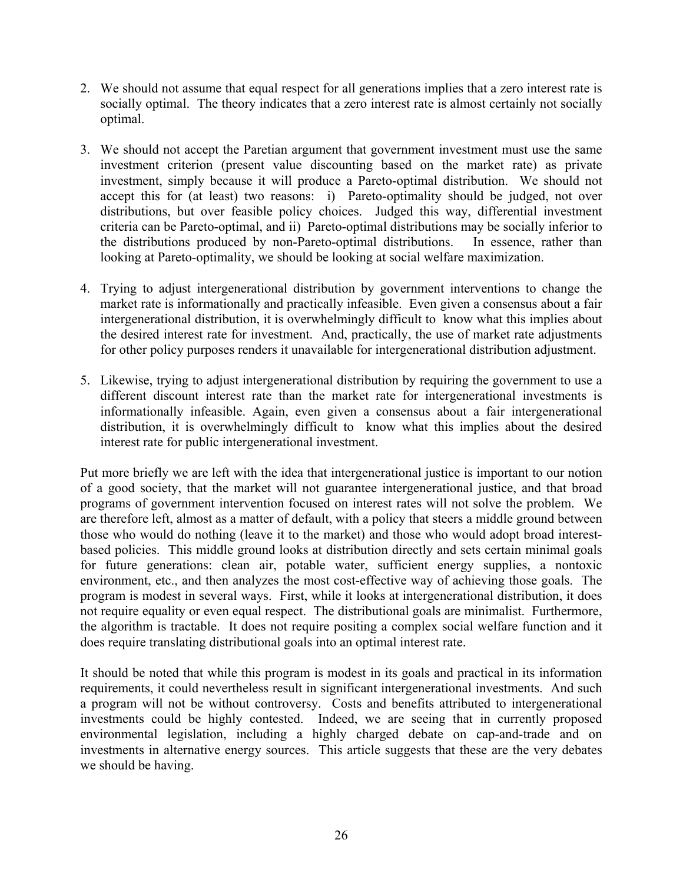2. We should not assume that equal respect for all generations implies that a zero interest rate is socially optimal. The theory indicates that a zero interest rate is almost certainly not socially optimal.

3. We should not accept the Paretian argument that government investment must use the same investment criterion (present value discounting based on the market rate) as private investment, simply because it will produce a Pareto-optimal distribution. We should not accept this for (at least) two reasons: i) Pareto-optimality should be judged, not over distributions, but over feasible policy choices. Judged this way, differential investment criteria can be Pareto-optimal, and ii) Pareto-optimal distributions may be socially inferior to the distributions produced by non-Pareto-optimal distributions. In essence, rather than looking at Pareto-optimality, we should be looking at social welfare maximization.

4. Trying to adjust intergenerational distribution by government interventions to change the market rate is informationally and practically infeasible. Even given a consensus about a fair intergenerational distribution, it is overwhelmingly difficult to know what this implies about the desired interest rate for investment. And, practically, the use of market rate adjustments for other policy purposes renders it unavailable for intergenerational distribution adjustment.

5. Likewise, trying to adjust intergenerational distribution by requiring the government to use a different discount interest rate than the market rate for intergenerational investments is informationally infeasible. Again, even given a consensus about a fair intergenerational distribution, it is overwhelmingly difficult to know what this implies about the desired interest rate for public intergenerational investment.

Put more briefly we are left with the idea that intergenerational justice is important to our notion of a good society, that the market will not guarantee intergenerational justice, and that broad programs of government intervention focused on interest rates will not solve the problem. We are therefore left, almost as a matter of default, with a policy that steers a middle ground between those who would do nothing (leave it to the market) and those who would adopt broad interest-based policies. This middle ground looks at distribution directly and sets certain minimal goals for future generations: clean air, potable water, sufficient energy supplies, a nontoxic environment, etc., and then analyzes the most cost-effective way of achieving those goals. The program is modest in several ways. First, while it looks at intergenerational distribution, it does not require equality or even equal respect. The distributional goals are minimalist. Furthermore, the algorithm is tractable. It does not require positing a complex social welfare function and it does require translating distributional goals into an optimal interest rate.

It should be noted that while this program is modest in its goals and practical in its information requirements, it could nevertheless result in significant intergenerational investments. And such a program will not be without controversy. Costs and benefits attributed to intergenerational investments could be highly contested. Indeed, we are seeing that in currently proposed environmental legislation, including a highly charged debate on cap-and-trade and on investments in alternative energy sources. This article suggests that these are the very debates we should be having.